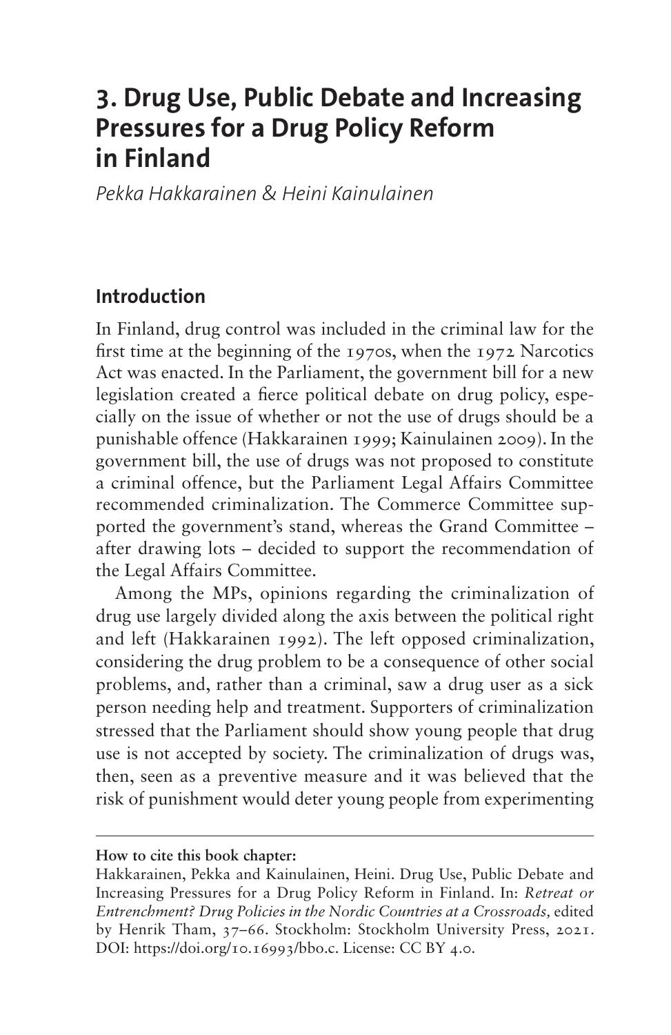# 3. Drug Use, Public Debate and Increasing Pressures for a Drug Policy Reform in Finland

*Pekka Hakkarainen & Heini Kainulainen*

## Introduction

In Finland, drug control was included in the criminal law for the first time at the beginning of the 1970s, when the 1972 Narcotics Act was enacted. In the Parliament, the government bill for a new legislation created a fierce political debate on drug policy, especially on the issue of whether or not the use of drugs should be a punishable offence (Hakkarainen 1999; Kainulainen 2009). In the government bill, the use of drugs was not proposed to constitute a criminal offence, but the Parliament Legal Affairs Committee recommended criminalization. The Commerce Committee supported the government's stand, whereas the Grand Committee – after drawing lots – decided to support the recommendation of the Legal Affairs Committee.

Among the MPs, opinions regarding the criminalization of drug use largely divided along the axis between the political right and left (Hakkarainen 1992). The left opposed criminalization, considering the drug problem to be a consequence of other social problems, and, rather than a criminal, saw a drug user as a sick person needing help and treatment. Supporters of criminalization stressed that the Parliament should show young people that drug use is not accepted by society. The criminalization of drugs was, then, seen as a preventive measure and it was believed that the risk of punishment would deter young people from experimenting

---

**How to cite this book chapter:**

Hakkarainen, Pekka and Kainulainen, Heini. Drug Use, Public Debate and Increasing Pressures for a Drug Policy Reform in Finland. In: *Retreat or Entrenchment? Drug Policies in the Nordic Countries at a Crossroads,* edited by Henrik Tham, 37–66. Stockholm: Stockholm University Press, 2021. DOI: https://doi.org/10.16993/bbo.c. License: CC BY 4.0.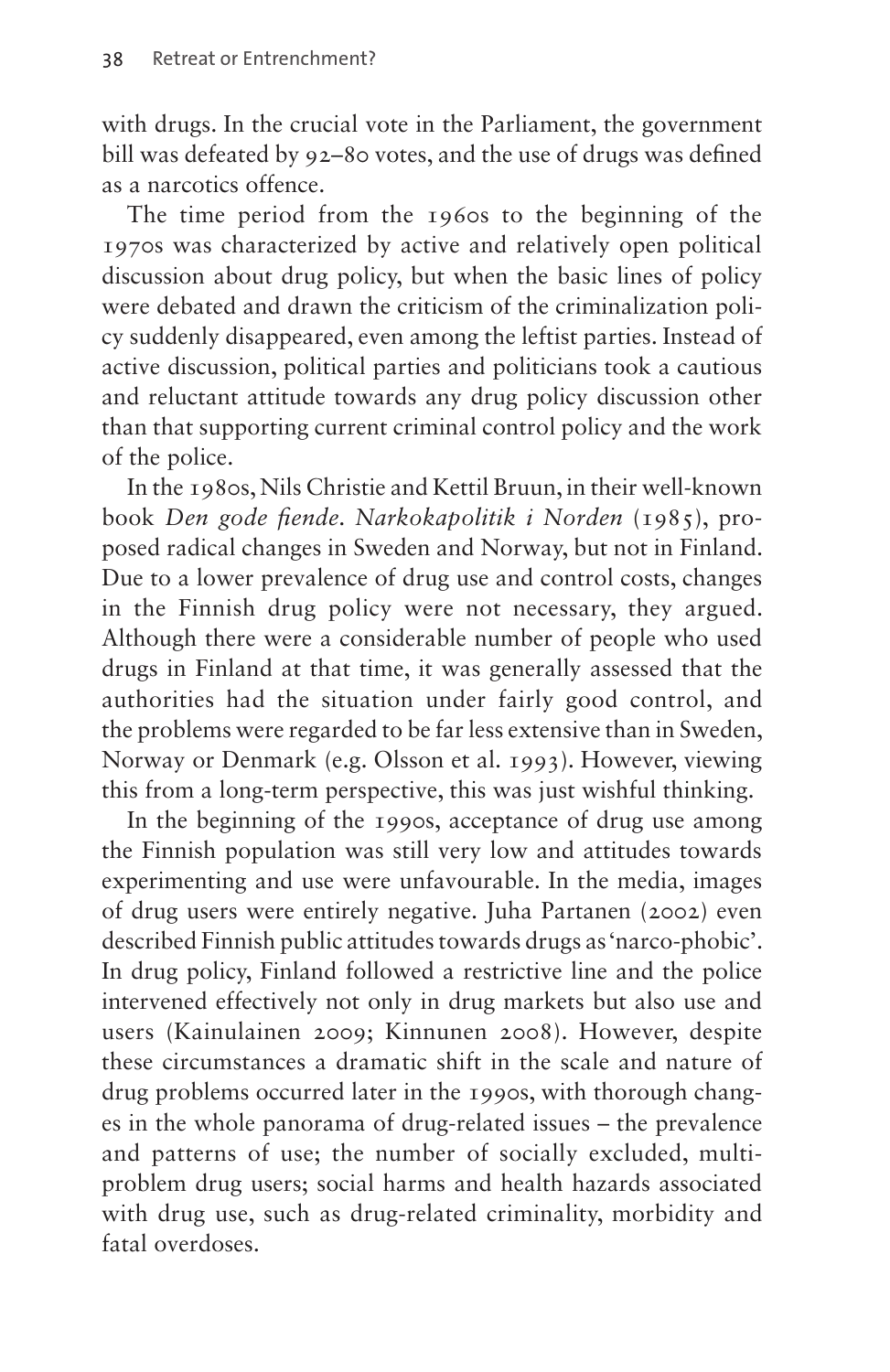with drugs. In the crucial vote in the Parliament, the government bill was defeated by 92–80 votes, and the use of drugs was defined as a narcotics offence.

The time period from the 1960s to the beginning of the 1970s was characterized by active and relatively open political discussion about drug policy, but when the basic lines of policy were debated and drawn the criticism of the criminalization policy suddenly disappeared, even among the leftist parties. Instead of active discussion, political parties and politicians took a cautious and reluctant attitude towards any drug policy discussion other than that supporting current criminal control policy and the work of the police.

In the 1980s, Nils Christie and Kettil Bruun, in their well-known book *Den gode fiende. Narkokapolitik i Norden* (1985), proposed radical changes in Sweden and Norway, but not in Finland. Due to a lower prevalence of drug use and control costs, changes in the Finnish drug policy were not necessary, they argued. Although there were a considerable number of people who used drugs in Finland at that time, it was generally assessed that the authorities had the situation under fairly good control, and the problems were regarded to be far less extensive than in Sweden, Norway or Denmark (e.g. Olsson et al. 1993). However, viewing this from a long-term perspective, this was just wishful thinking.

In the beginning of the 1990s, acceptance of drug use among the Finnish population was still very low and attitudes towards experimenting and use were unfavourable. In the media, images of drug users were entirely negative. Juha Partanen (2002) even described Finnish public attitudes towards drugs as 'narco-phobic'. In drug policy, Finland followed a restrictive line and the police intervened effectively not only in drug markets but also use and users (Kainulainen 2009; Kinnunen 2008). However, despite these circumstances a dramatic shift in the scale and nature of drug problems occurred later in the 1990s, with thorough changes in the whole panorama of drug-related issues – the prevalence and patterns of use; the number of socially excluded, multi-problem drug users; social harms and health hazards associated with drug use, such as drug-related criminality, morbidity and fatal overdoses.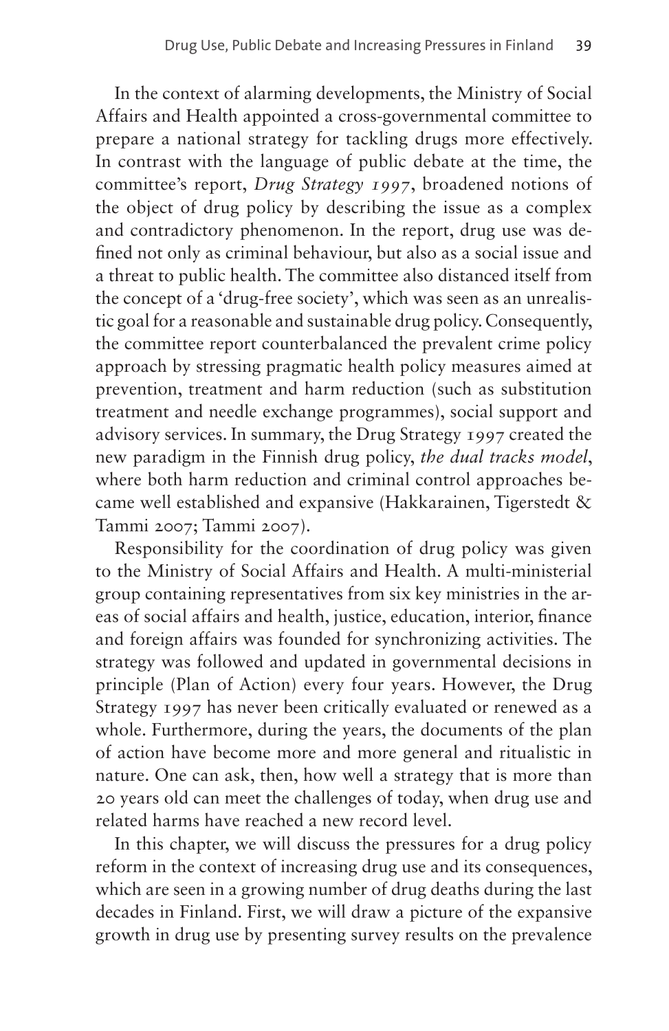In the context of alarming developments, the Ministry of Social Affairs and Health appointed a cross-governmental committee to prepare a national strategy for tackling drugs more effectively. In contrast with the language of public debate at the time, the committee's report, *Drug Strategy 1997*, broadened notions of the object of drug policy by describing the issue as a complex and contradictory phenomenon. In the report, drug use was defined not only as criminal behaviour, but also as a social issue and a threat to public health. The committee also distanced itself from the concept of a 'drug-free society', which was seen as an unrealistic goal for a reasonable and sustainable drug policy. Consequently, the committee report counterbalanced the prevalent crime policy approach by stressing pragmatic health policy measures aimed at prevention, treatment and harm reduction (such as substitution treatment and needle exchange programmes), social support and advisory services. In summary, the Drug Strategy 1997 created the new paradigm in the Finnish drug policy, *the dual tracks model*, where both harm reduction and criminal control approaches became well established and expansive (Hakkarainen, Tigerstedt & Tammi 2007; Tammi 2007).

Responsibility for the coordination of drug policy was given to the Ministry of Social Affairs and Health. A multi-ministerial group containing representatives from six key ministries in the areas of social affairs and health, justice, education, interior, finance and foreign affairs was founded for synchronizing activities. The strategy was followed and updated in governmental decisions in principle (Plan of Action) every four years. However, the Drug Strategy 1997 has never been critically evaluated or renewed as a whole. Furthermore, during the years, the documents of the plan of action have become more and more general and ritualistic in nature. One can ask, then, how well a strategy that is more than 20 years old can meet the challenges of today, when drug use and related harms have reached a new record level.

In this chapter, we will discuss the pressures for a drug policy reform in the context of increasing drug use and its consequences, which are seen in a growing number of drug deaths during the last decades in Finland. First, we will draw a picture of the expansive growth in drug use by presenting survey results on the prevalence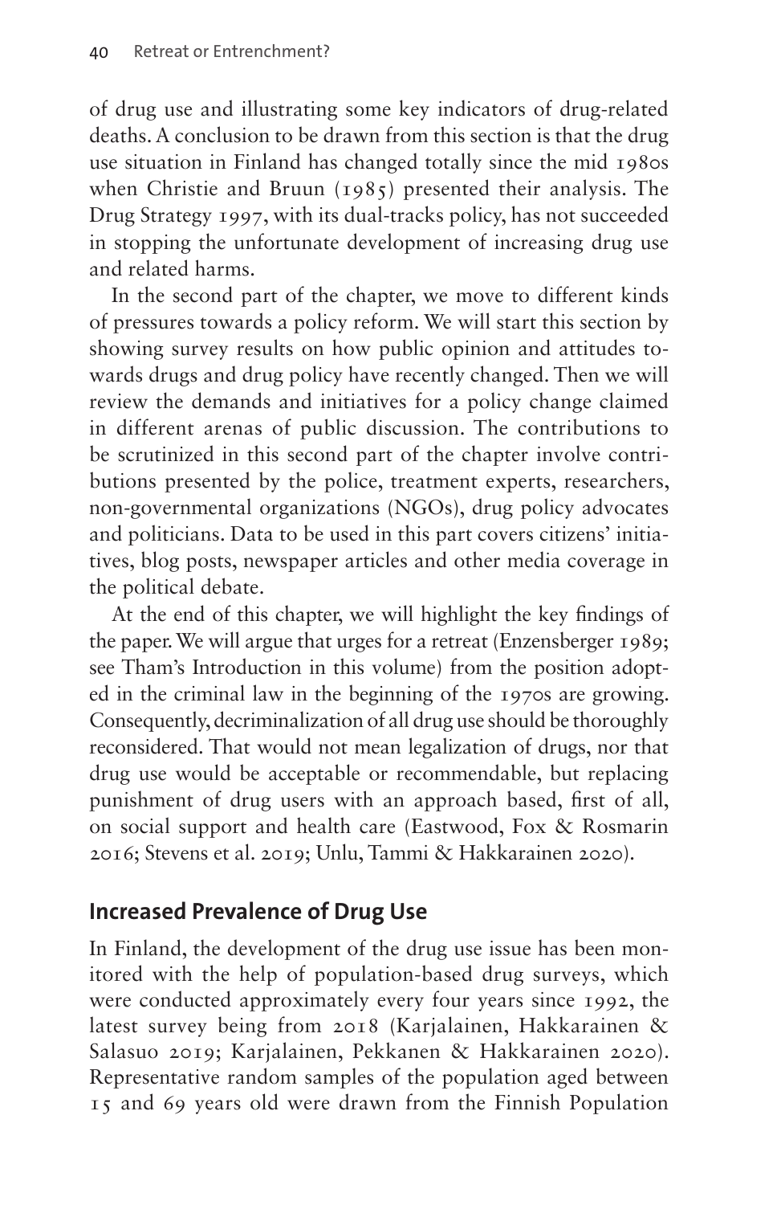of drug use and illustrating some key indicators of drug-related deaths. A conclusion to be drawn from this section is that the drug use situation in Finland has changed totally since the mid 1980s when Christie and Bruun (1985) presented their analysis. The Drug Strategy 1997, with its dual-tracks policy, has not succeeded in stopping the unfortunate development of increasing drug use and related harms.

In the second part of the chapter, we move to different kinds of pressures towards a policy reform. We will start this section by showing survey results on how public opinion and attitudes towards drugs and drug policy have recently changed. Then we will review the demands and initiatives for a policy change claimed in different arenas of public discussion. The contributions to be scrutinized in this second part of the chapter involve contributions presented by the police, treatment experts, researchers, non-governmental organizations (NGOs), drug policy advocates and politicians. Data to be used in this part covers citizens' initiatives, blog posts, newspaper articles and other media coverage in the political debate.

At the end of this chapter, we will highlight the key findings of the paper. We will argue that urges for a retreat (Enzensberger 1989; see Tham's Introduction in this volume) from the position adopted in the criminal law in the beginning of the 1970s are growing. Consequently, decriminalization of all drug use should be thoroughly reconsidered. That would not mean legalization of drugs, nor that drug use would be acceptable or recommendable, but replacing punishment of drug users with an approach based, first of all, on social support and health care (Eastwood, Fox & Rosmarin 2016; Stevens et al. 2019; Unlu, Tammi & Hakkarainen 2020).

## Increased Prevalence of Drug Use

In Finland, the development of the drug use issue has been monitored with the help of population-based drug surveys, which were conducted approximately every four years since 1992, the latest survey being from 2018 (Karjalainen, Hakkarainen & Salasuo 2019; Karjalainen, Pekkanen & Hakkarainen 2020). Representative random samples of the population aged between 15 and 69 years old were drawn from the Finnish Population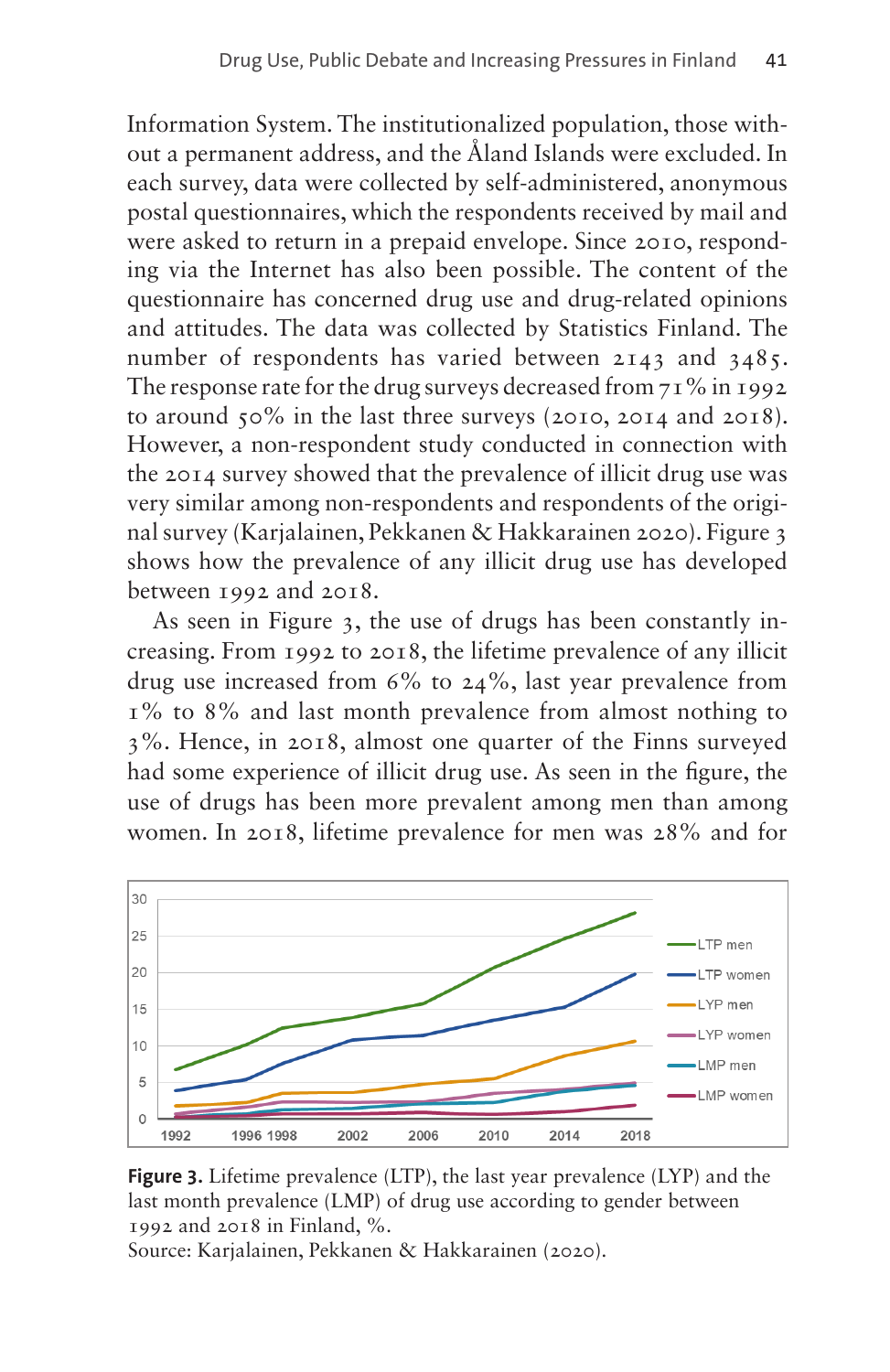Information System. The institutionalized population, those without a permanent address, and the Åland Islands were excluded. In each survey, data were collected by self-administered, anonymous postal questionnaires, which the respondents received by mail and were asked to return in a prepaid envelope. Since 2010, responding via the Internet has also been possible. The content of the questionnaire has concerned drug use and drug-related opinions and attitudes. The data was collected by Statistics Finland. The number of respondents has varied between 2143 and 3485. The response rate for the drug surveys decreased from 71% in 1992 to around 50% in the last three surveys (2010, 2014 and 2018). However, a non-respondent study conducted in connection with the 2014 survey showed that the prevalence of illicit drug use was very similar among non-respondents and respondents of the original survey (Karjalainen, Pekkanen & Hakkarainen 2020). Figure 3 shows how the prevalence of any illicit drug use has developed between 1992 and 2018.

As seen in Figure 3, the use of drugs has been constantly increasing. From 1992 to 2018, the lifetime prevalence of any illicit drug use increased from 6% to 24%, last year prevalence from 1% to 8% and last month prevalence from almost nothing to 3%. Hence, in 2018, almost one quarter of the Finns surveyed had some experience of illicit drug use. As seen in the figure, the use of drugs has been more prevalent among men than among women. In 2018, lifetime prevalence for men was 28% and for

**Figure 3.** Lifetime prevalence (LTP), the last year prevalence (LYP) and the last month prevalence (LMP) of drug use according to gender between 1992 and 2018 in Finland, %.
Source: Karjalainen, Pekkanen & Hakkarainen (2020).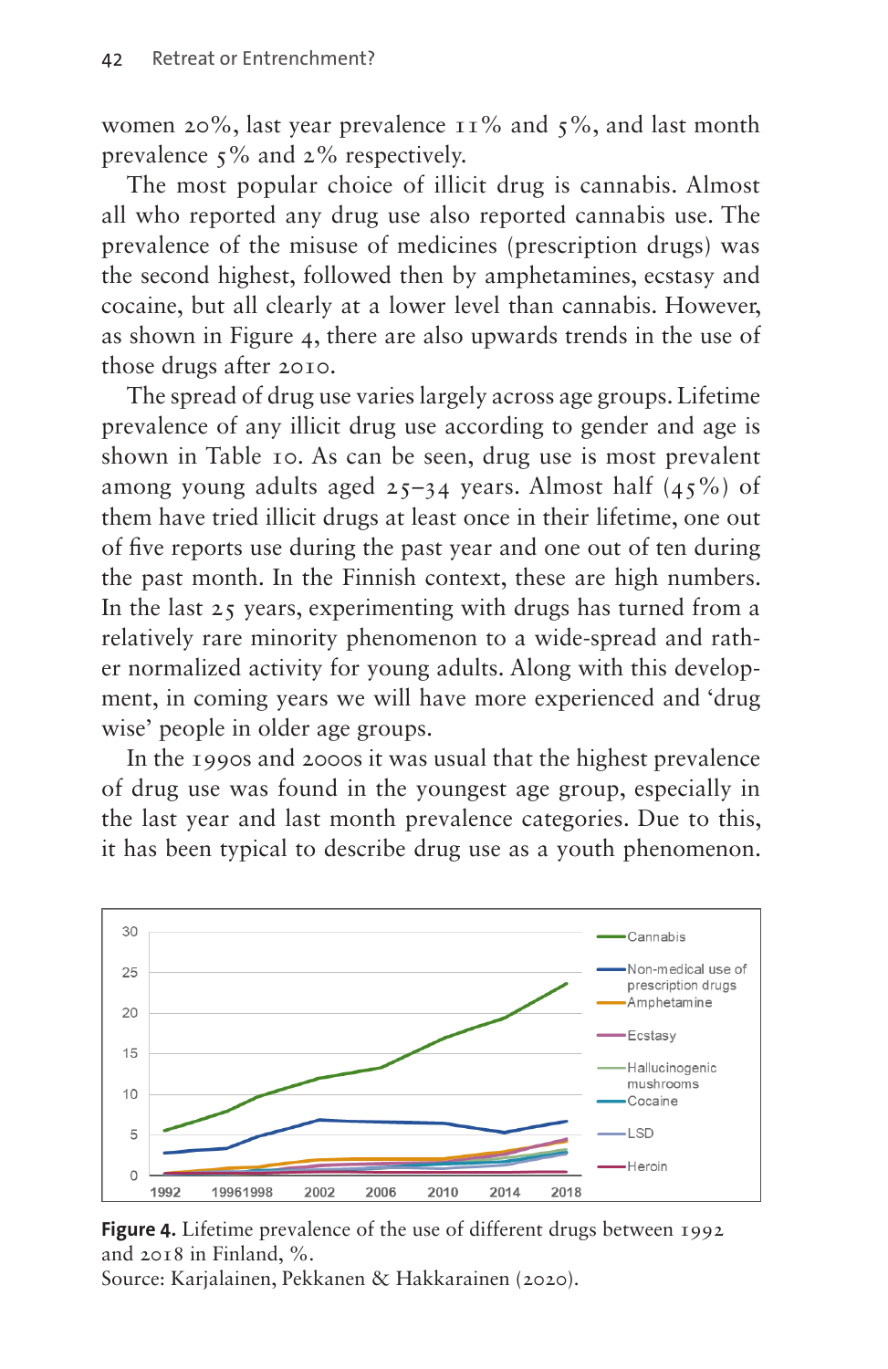women 20%, last year prevalence 11% and 5%, and last month prevalence 5% and 2% respectively.

The most popular choice of illicit drug is cannabis. Almost all who reported any drug use also reported cannabis use. The prevalence of the misuse of medicines (prescription drugs) was the second highest, followed then by amphetamines, ecstasy and cocaine, but all clearly at a lower level than cannabis. However, as shown in Figure 4, there are also upwards trends in the use of those drugs after 2010.

The spread of drug use varies largely across age groups. Lifetime prevalence of any illicit drug use according to gender and age is shown in Table 10. As can be seen, drug use is most prevalent among young adults aged 25–34 years. Almost half (45%) of them have tried illicit drugs at least once in their lifetime, one out of five reports use during the past year and one out of ten during the past month. In the Finnish context, these are high numbers. In the last 25 years, experimenting with drugs has turned from a relatively rare minority phenomenon to a wide-spread and rather normalized activity for young adults. Along with this development, in coming years we will have more experienced and 'drug wise' people in older age groups.

In the 1990s and 2000s it was usual that the highest prevalence of drug use was found in the youngest age group, especially in the last year and last month prevalence categories. Due to this, it has been typical to describe drug use as a youth phenomenon.

**Figure 4.** Lifetime prevalence of the use of different drugs between 1992 and 2018 in Finland, %.
Source: Karjalainen, Pekkanen & Hakkarainen (2020).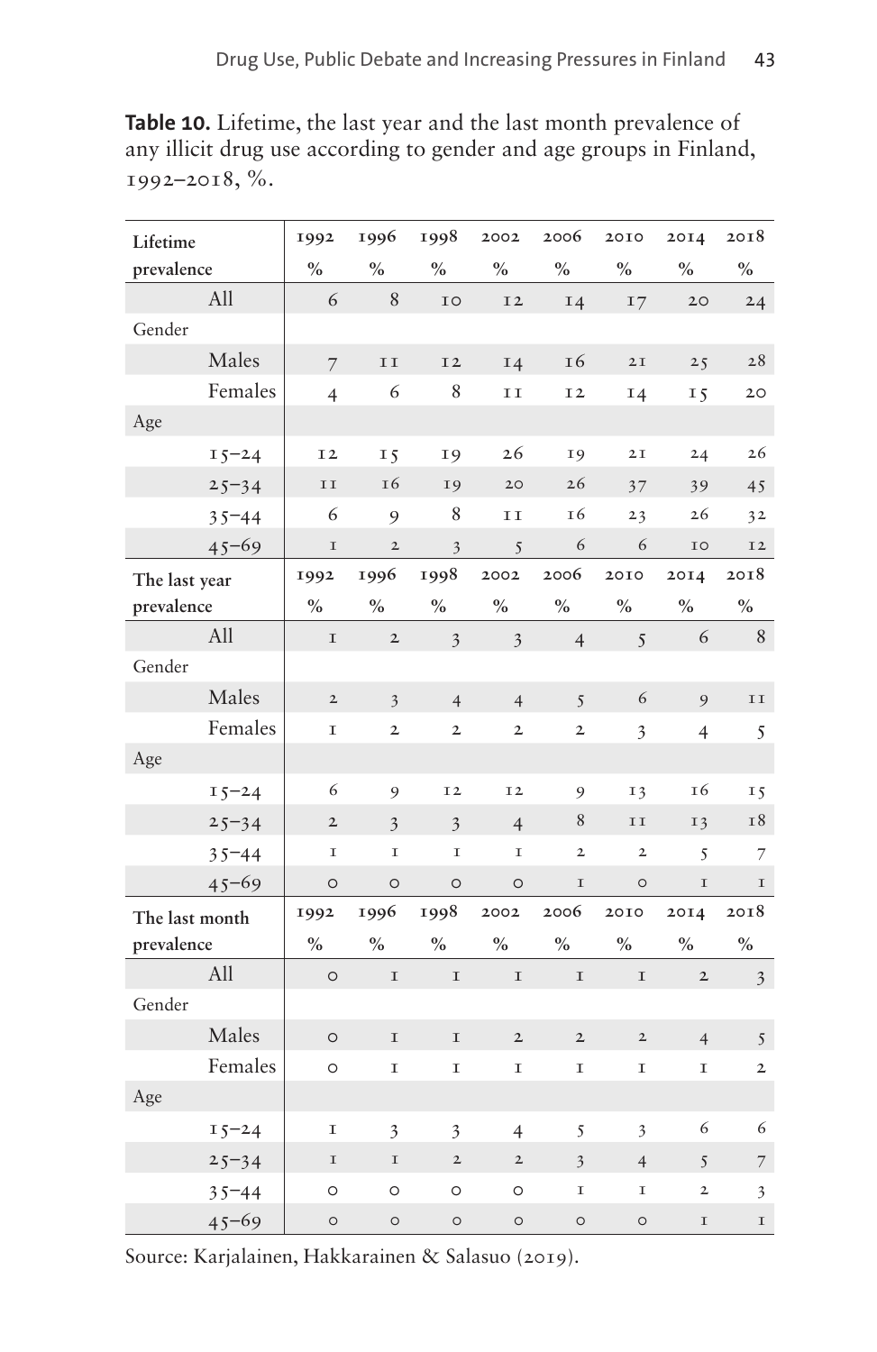**Table 10.** Lifetime, the last year and the last month prevalence of any illicit drug use according to gender and age groups in Finland, 1992–2018, %.

| Lifetime prevalence | 1992 % | 1996 % | 1998 % | 2002 % | 2006 % | 2010 % | 2014 % | 2018 % |
|---|---|---|---|---|---|---|---|---|
| All | 6 | 8 | 10 | 12 | 14 | 17 | 20 | 24 |
| Gender | | | | | | | | |
| Males | 7 | 11 | 12 | 14 | 16 | 21 | 25 | 28 |
| Females | 4 | 6 | 8 | 11 | 12 | 14 | 15 | 20 |
| Age | | | | | | | | |
| 15–24 | 12 | 15 | 19 | 26 | 19 | 21 | 24 | 26 |
| 25–34 | 11 | 16 | 19 | 20 | 26 | 37 | 39 | 45 |
| 35–44 | 6 | 9 | 8 | 11 | 16 | 23 | 26 | 32 |
| 45–69 | 1 | 2 | 3 | 5 | 6 | 6 | 10 | 12 |
| **The last year prevalence** | **1992 %** | **1996 %** | **1998 %** | **2002 %** | **2006 %** | **2010 %** | **2014 %** | **2018 %** |
| All | 1 | 2 | 3 | 3 | 4 | 5 | 6 | 8 |
| Gender | | | | | | | | |
| Males | 2 | 3 | 4 | 4 | 5 | 6 | 9 | 11 |
| Females | 1 | 2 | 2 | 2 | 2 | 3 | 4 | 5 |
| Age | | | | | | | | |
| 15–24 | 6 | 9 | 12 | 12 | 9 | 13 | 16 | 15 |
| 25–34 | 2 | 3 | 3 | 4 | 8 | 11 | 13 | 18 |
| 35–44 | 1 | 1 | 1 | 1 | 2 | 2 | 5 | 7 |
| 45–69 | 0 | 0 | 0 | 0 | 1 | 0 | 1 | 1 |
| **The last month prevalence** | **1992 %** | **1996 %** | **1998 %** | **2002 %** | **2006 %** | **2010 %** | **2014 %** | **2018 %** |
| All | 0 | 1 | 1 | 1 | 1 | 1 | 2 | 3 |
| Gender | | | | | | | | |
| Males | 0 | 1 | 1 | 2 | 2 | 2 | 4 | 5 |
| Females | 0 | 1 | 1 | 1 | 1 | 1 | 1 | 2 |
| Age | | | | | | | | |
| 15–24 | 1 | 3 | 3 | 4 | 5 | 3 | 6 | 6 |
| 25–34 | 1 | 1 | 2 | 2 | 3 | 4 | 5 | 7 |
| 35–44 | 0 | 0 | 0 | 0 | 1 | 1 | 2 | 3 |
| 45–69 | 0 | 0 | 0 | 0 | 0 | 0 | 1 | 1 |

Source: Karjalainen, Hakkarainen & Salasuo (2019).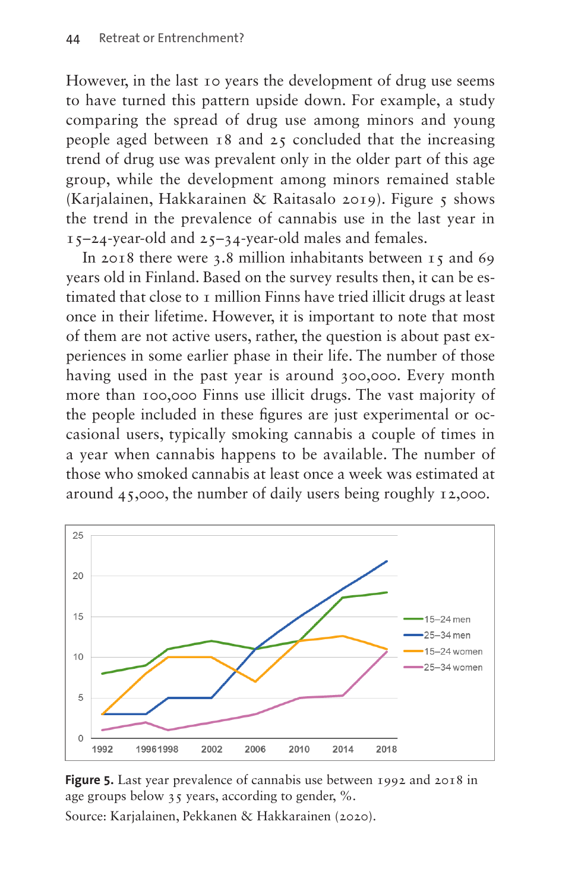However, in the last 10 years the development of drug use seems to have turned this pattern upside down. For example, a study comparing the spread of drug use among minors and young people aged between 18 and 25 concluded that the increasing trend of drug use was prevalent only in the older part of this age group, while the development among minors remained stable (Karjalainen, Hakkarainen & Raitasalo 2019). Figure 5 shows the trend in the prevalence of cannabis use in the last year in 15–24-year-old and 25–34-year-old males and females.

In 2018 there were 3.8 million inhabitants between 15 and 69 years old in Finland. Based on the survey results then, it can be estimated that close to 1 million Finns have tried illicit drugs at least once in their lifetime. However, it is important to note that most of them are not active users, rather, the question is about past experiences in some earlier phase in their life. The number of those having used in the past year is around 300,000. Every month more than 100,000 Finns use illicit drugs. The vast majority of the people included in these figures are just experimental or occasional users, typically smoking cannabis a couple of times in a year when cannabis happens to be available. The number of those who smoked cannabis at least once a week was estimated at around 45,000, the number of daily users being roughly 12,000.

**Figure 5.** Last year prevalence of cannabis use between 1992 and 2018 in age groups below 35 years, according to gender, %.

Source: Karjalainen, Pekkanen & Hakkarainen (2020).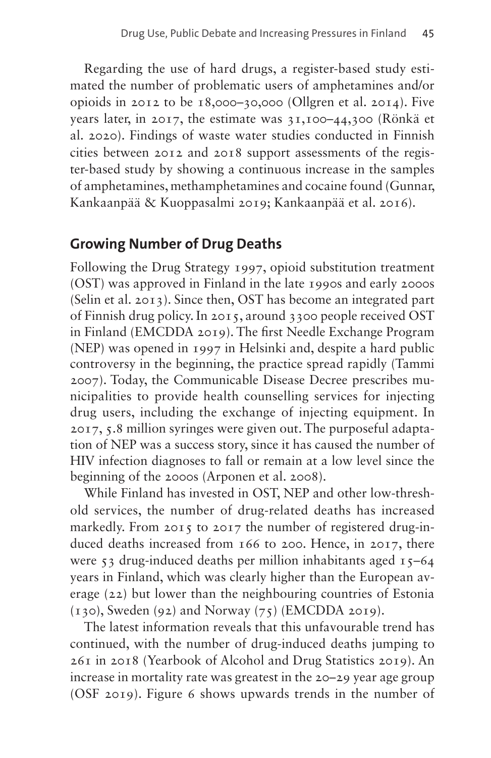Regarding the use of hard drugs, a register-based study estimated the number of problematic users of amphetamines and/or opioids in 2012 to be 18,000–30,000 (Ollgren et al. 2014). Five years later, in 2017, the estimate was 31,100–44,300 (Rönkä et al. 2020). Findings of waste water studies conducted in Finnish cities between 2012 and 2018 support assessments of the register-based study by showing a continuous increase in the samples of amphetamines, methamphetamines and cocaine found (Gunnar, Kankaanpää & Kuoppasalmi 2019; Kankaanpää et al. 2016).

## Growing Number of Drug Deaths

Following the Drug Strategy 1997, opioid substitution treatment (OST) was approved in Finland in the late 1990s and early 2000s (Selin et al. 2013). Since then, OST has become an integrated part of Finnish drug policy. In 2015, around 3300 people received OST in Finland (EMCDDA 2019). The first Needle Exchange Program (NEP) was opened in 1997 in Helsinki and, despite a hard public controversy in the beginning, the practice spread rapidly (Tammi 2007). Today, the Communicable Disease Decree prescribes municipalities to provide health counselling services for injecting drug users, including the exchange of injecting equipment. In 2017, 5.8 million syringes were given out. The purposeful adaptation of NEP was a success story, since it has caused the number of HIV infection diagnoses to fall or remain at a low level since the beginning of the 2000s (Arponen et al. 2008).

While Finland has invested in OST, NEP and other low-threshold services, the number of drug-related deaths has increased markedly. From 2015 to 2017 the number of registered drug-induced deaths increased from 166 to 200. Hence, in 2017, there were 53 drug-induced deaths per million inhabitants aged 15–64 years in Finland, which was clearly higher than the European average (22) but lower than the neighbouring countries of Estonia (130), Sweden (92) and Norway (75) (EMCDDA 2019).

The latest information reveals that this unfavourable trend has continued, with the number of drug-induced deaths jumping to 261 in 2018 (Yearbook of Alcohol and Drug Statistics 2019). An increase in mortality rate was greatest in the 20–29 year age group (OSF 2019). Figure 6 shows upwards trends in the number of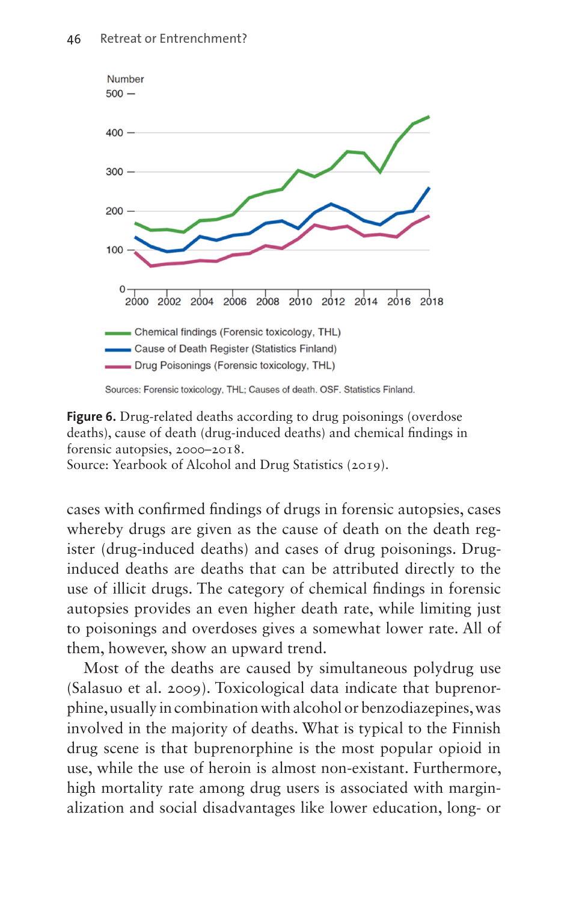Number

Sources: Forensic toxicology, THL; Causes of death. OSF. Statistics Finland.

**Figure 6.** Drug-related deaths according to drug poisonings (overdose deaths), cause of death (drug-induced deaths) and chemical findings in forensic autopsies, 2000–2018.
Source: Yearbook of Alcohol and Drug Statistics (2019).

cases with confirmed findings of drugs in forensic autopsies, cases whereby drugs are given as the cause of death on the death register (drug-induced deaths) and cases of drug poisonings. Drug-induced deaths are deaths that can be attributed directly to the use of illicit drugs. The category of chemical findings in forensic autopsies provides an even higher death rate, while limiting just to poisonings and overdoses gives a somewhat lower rate. All of them, however, show an upward trend.

Most of the deaths are caused by simultaneous polydrug use (Salasuo et al. 2009). Toxicological data indicate that buprenorphine, usually in combination with alcohol or benzodiazepines, was involved in the majority of deaths. What is typical to the Finnish drug scene is that buprenorphine is the most popular opioid in use, while the use of heroin is almost non-existant. Furthermore, high mortality rate among drug users is associated with marginalization and social disadvantages like lower education, long- or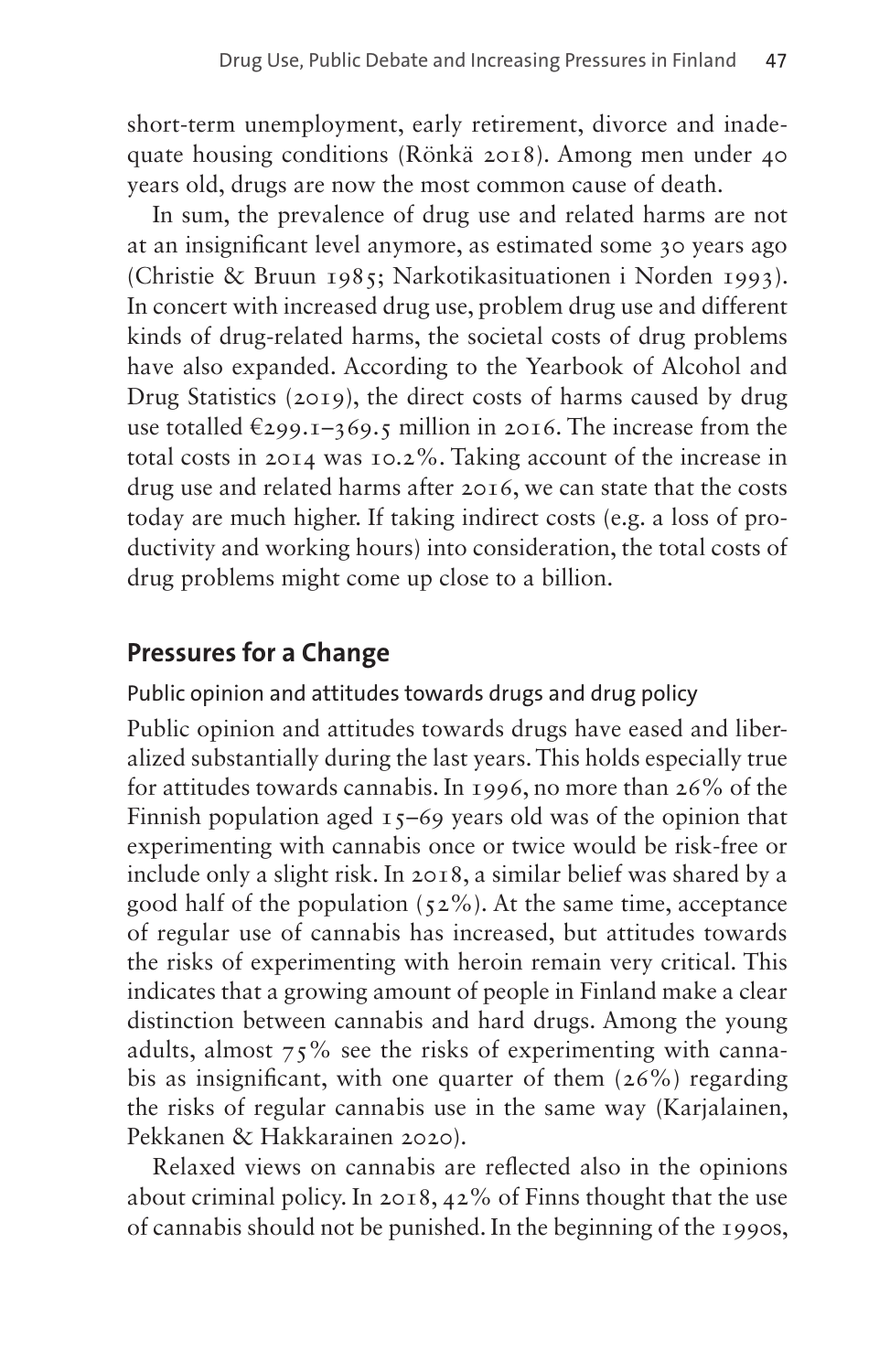short-term unemployment, early retirement, divorce and inadequate housing conditions (Rönkä 2018). Among men under 40 years old, drugs are now the most common cause of death.

In sum, the prevalence of drug use and related harms are not at an insignificant level anymore, as estimated some 30 years ago (Christie & Bruun 1985; Narkotikasituationen i Norden 1993). In concert with increased drug use, problem drug use and different kinds of drug-related harms, the societal costs of drug problems have also expanded. According to the Yearbook of Alcohol and Drug Statistics (2019), the direct costs of harms caused by drug use totalled €299.1–369.5 million in 2016. The increase from the total costs in 2014 was 10.2%. Taking account of the increase in drug use and related harms after 2016, we can state that the costs today are much higher. If taking indirect costs (e.g. a loss of productivity and working hours) into consideration, the total costs of drug problems might come up close to a billion.

## Pressures for a Change

### Public opinion and attitudes towards drugs and drug policy

Public opinion and attitudes towards drugs have eased and liberalized substantially during the last years. This holds especially true for attitudes towards cannabis. In 1996, no more than 26% of the Finnish population aged 15–69 years old was of the opinion that experimenting with cannabis once or twice would be risk-free or include only a slight risk. In 2018, a similar belief was shared by a good half of the population (52%). At the same time, acceptance of regular use of cannabis has increased, but attitudes towards the risks of experimenting with heroin remain very critical. This indicates that a growing amount of people in Finland make a clear distinction between cannabis and hard drugs. Among the young adults, almost 75% see the risks of experimenting with cannabis as insignificant, with one quarter of them (26%) regarding the risks of regular cannabis use in the same way (Karjalainen, Pekkanen & Hakkarainen 2020).

Relaxed views on cannabis are reflected also in the opinions about criminal policy. In 2018, 42% of Finns thought that the use of cannabis should not be punished. In the beginning of the 1990s,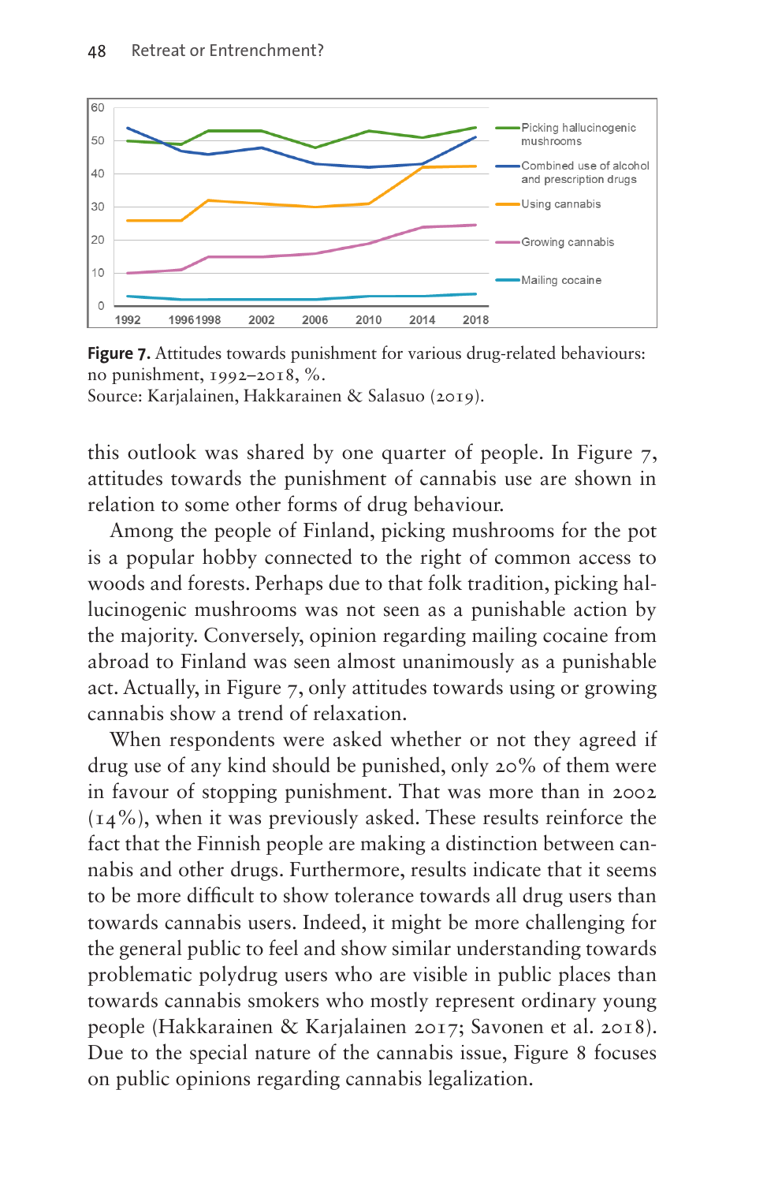**Figure 7.** Attitudes towards punishment for various drug-related behaviours: no punishment, 1992–2018, %.
Source: Karjalainen, Hakkarainen & Salasuo (2019).

this outlook was shared by one quarter of people. In Figure 7, attitudes towards the punishment of cannabis use are shown in relation to some other forms of drug behaviour.

Among the people of Finland, picking mushrooms for the pot is a popular hobby connected to the right of common access to woods and forests. Perhaps due to that folk tradition, picking hallucinogenic mushrooms was not seen as a punishable action by the majority. Conversely, opinion regarding mailing cocaine from abroad to Finland was seen almost unanimously as a punishable act. Actually, in Figure 7, only attitudes towards using or growing cannabis show a trend of relaxation.

When respondents were asked whether or not they agreed if drug use of any kind should be punished, only 20% of them were in favour of stopping punishment. That was more than in 2002 (14%), when it was previously asked. These results reinforce the fact that the Finnish people are making a distinction between cannabis and other drugs. Furthermore, results indicate that it seems to be more difficult to show tolerance towards all drug users than towards cannabis users. Indeed, it might be more challenging for the general public to feel and show similar understanding towards problematic polydrug users who are visible in public places than towards cannabis smokers who mostly represent ordinary young people (Hakkarainen & Karjalainen 2017; Savonen et al. 2018). Due to the special nature of the cannabis issue, Figure 8 focuses on public opinions regarding cannabis legalization.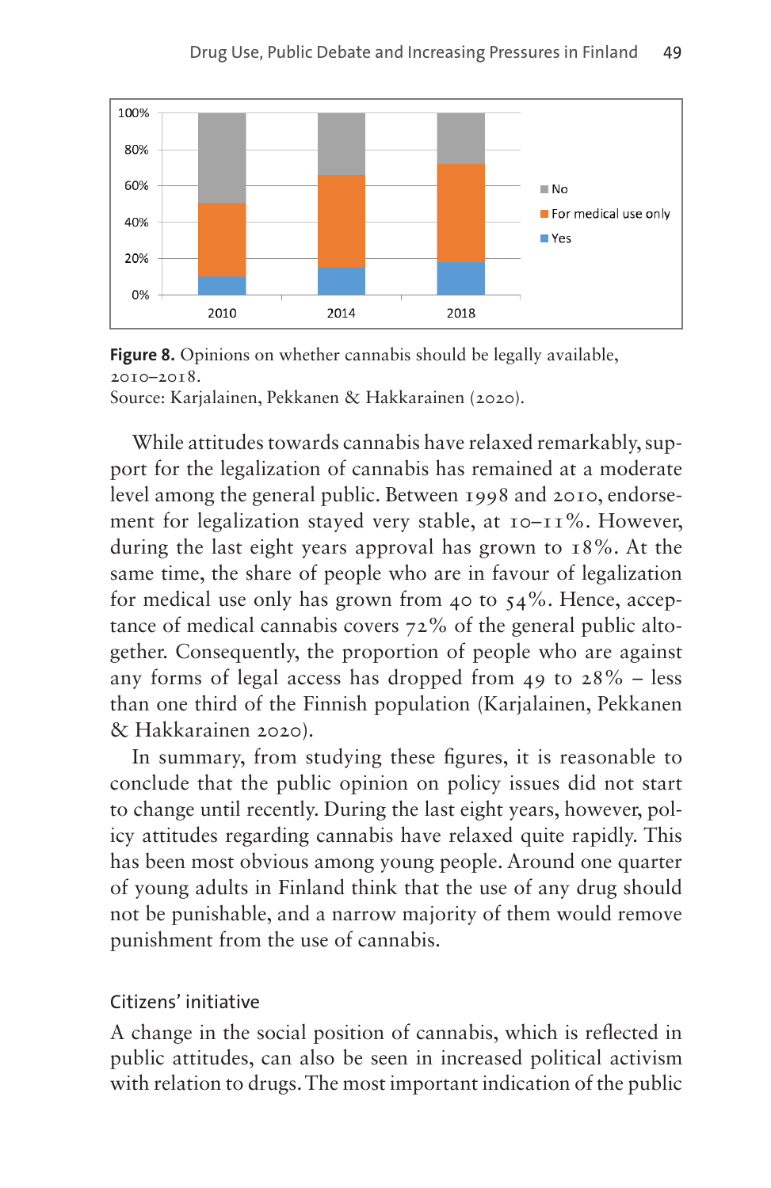**Figure 8.** Opinions on whether cannabis should be legally available, 2010–2018.
Source: Karjalainen, Pekkanen & Hakkarainen (2020).

While attitudes towards cannabis have relaxed remarkably, support for the legalization of cannabis has remained at a moderate level among the general public. Between 1998 and 2010, endorsement for legalization stayed very stable, at 10–11%. However, during the last eight years approval has grown to 18%. At the same time, the share of people who are in favour of legalization for medical use only has grown from 40 to 54%. Hence, acceptance of medical cannabis covers 72% of the general public altogether. Consequently, the proportion of people who are against any forms of legal access has dropped from 49 to 28% – less than one third of the Finnish population (Karjalainen, Pekkanen & Hakkarainen 2020).

In summary, from studying these figures, it is reasonable to conclude that the public opinion on policy issues did not start to change until recently. During the last eight years, however, policy attitudes regarding cannabis have relaxed quite rapidly. This has been most obvious among young people. Around one quarter of young adults in Finland think that the use of any drug should not be punishable, and a narrow majority of them would remove punishment from the use of cannabis.

### Citizens' initiative

A change in the social position of cannabis, which is reflected in public attitudes, can also be seen in increased political activism with relation to drugs. The most important indication of the public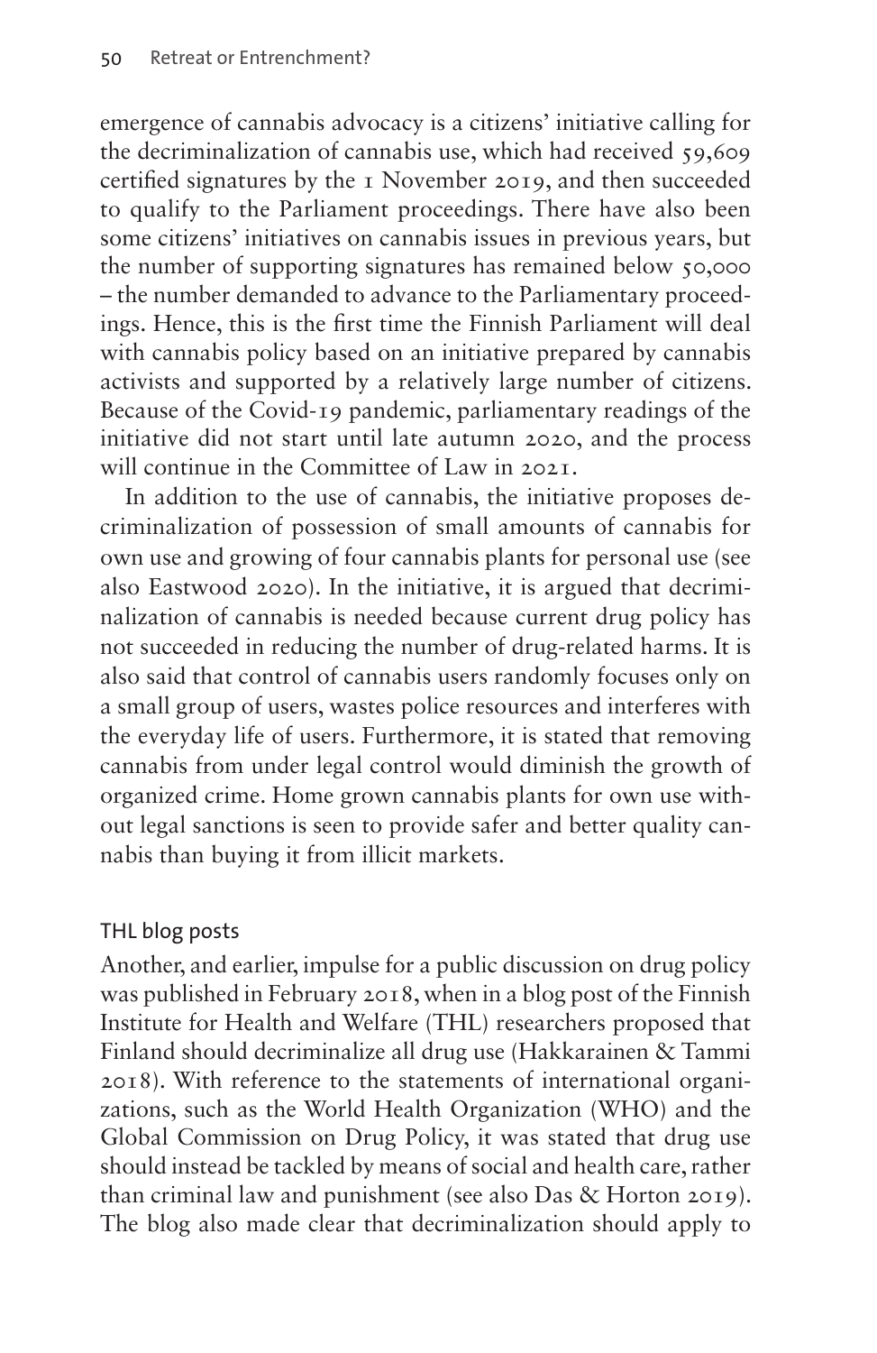emergence of cannabis advocacy is a citizens' initiative calling for the decriminalization of cannabis use, which had received 59,609 certified signatures by the 1 November 2019, and then succeeded to qualify to the Parliament proceedings. There have also been some citizens' initiatives on cannabis issues in previous years, but the number of supporting signatures has remained below 50,000 – the number demanded to advance to the Parliamentary proceedings. Hence, this is the first time the Finnish Parliament will deal with cannabis policy based on an initiative prepared by cannabis activists and supported by a relatively large number of citizens. Because of the Covid-19 pandemic, parliamentary readings of the initiative did not start until late autumn 2020, and the process will continue in the Committee of Law in 2021.

In addition to the use of cannabis, the initiative proposes decriminalization of possession of small amounts of cannabis for own use and growing of four cannabis plants for personal use (see also Eastwood 2020). In the initiative, it is argued that decriminalization of cannabis is needed because current drug policy has not succeeded in reducing the number of drug-related harms. It is also said that control of cannabis users randomly focuses only on a small group of users, wastes police resources and interferes with the everyday life of users. Furthermore, it is stated that removing cannabis from under legal control would diminish the growth of organized crime. Home grown cannabis plants for own use without legal sanctions is seen to provide safer and better quality cannabis than buying it from illicit markets.

### THL blog posts

Another, and earlier, impulse for a public discussion on drug policy was published in February 2018, when in a blog post of the Finnish Institute for Health and Welfare (THL) researchers proposed that Finland should decriminalize all drug use (Hakkarainen & Tammi 2018). With reference to the statements of international organizations, such as the World Health Organization (WHO) and the Global Commission on Drug Policy, it was stated that drug use should instead be tackled by means of social and health care, rather than criminal law and punishment (see also Das & Horton 2019). The blog also made clear that decriminalization should apply to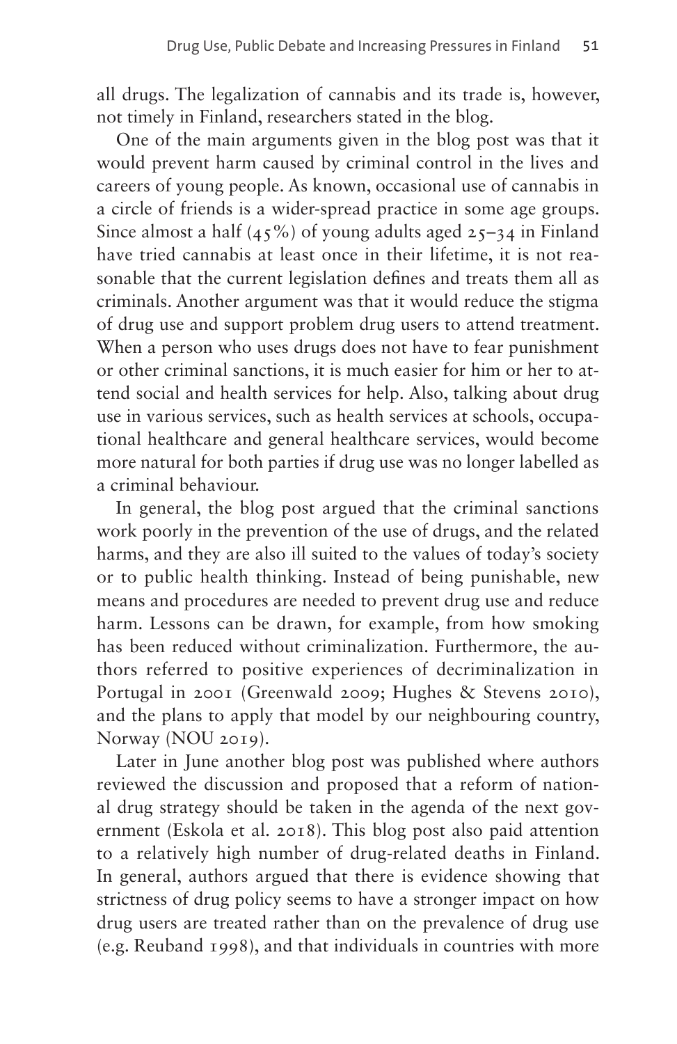all drugs. The legalization of cannabis and its trade is, however, not timely in Finland, researchers stated in the blog.

One of the main arguments given in the blog post was that it would prevent harm caused by criminal control in the lives and careers of young people. As known, occasional use of cannabis in a circle of friends is a wider-spread practice in some age groups. Since almost a half (45%) of young adults aged 25–34 in Finland have tried cannabis at least once in their lifetime, it is not reasonable that the current legislation defines and treats them all as criminals. Another argument was that it would reduce the stigma of drug use and support problem drug users to attend treatment. When a person who uses drugs does not have to fear punishment or other criminal sanctions, it is much easier for him or her to attend social and health services for help. Also, talking about drug use in various services, such as health services at schools, occupational healthcare and general healthcare services, would become more natural for both parties if drug use was no longer labelled as a criminal behaviour.

In general, the blog post argued that the criminal sanctions work poorly in the prevention of the use of drugs, and the related harms, and they are also ill suited to the values of today's society or to public health thinking. Instead of being punishable, new means and procedures are needed to prevent drug use and reduce harm. Lessons can be drawn, for example, from how smoking has been reduced without criminalization. Furthermore, the authors referred to positive experiences of decriminalization in Portugal in 2001 (Greenwald 2009; Hughes & Stevens 2010), and the plans to apply that model by our neighbouring country, Norway (NOU 2019).

Later in June another blog post was published where authors reviewed the discussion and proposed that a reform of national drug strategy should be taken in the agenda of the next government (Eskola et al. 2018). This blog post also paid attention to a relatively high number of drug-related deaths in Finland. In general, authors argued that there is evidence showing that strictness of drug policy seems to have a stronger impact on how drug users are treated rather than on the prevalence of drug use (e.g. Reuband 1998), and that individuals in countries with more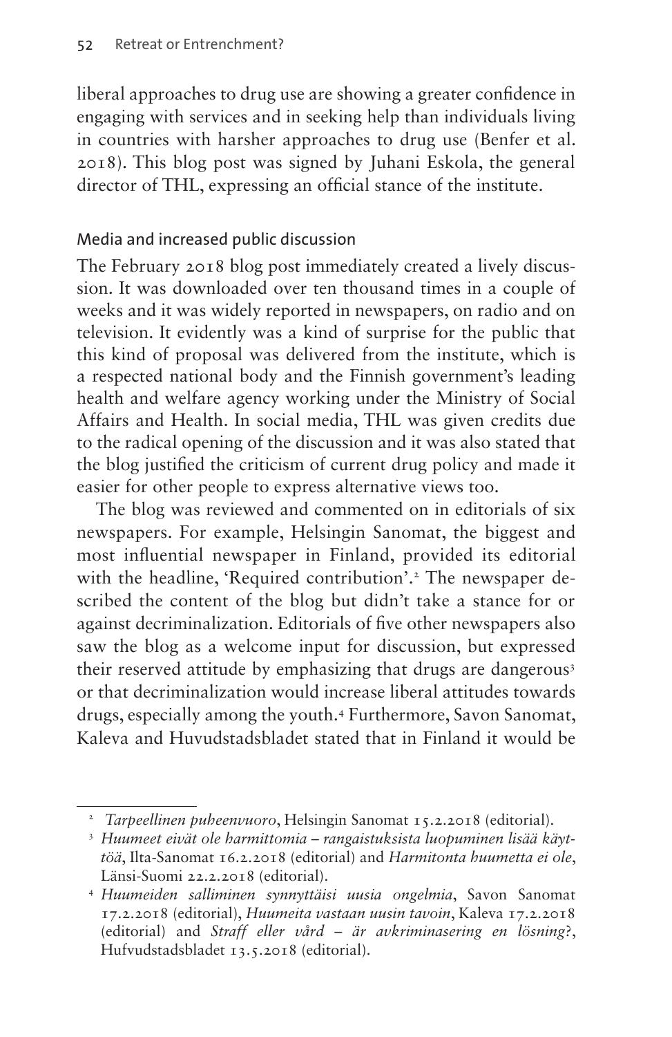liberal approaches to drug use are showing a greater confidence in engaging with services and in seeking help than individuals living in countries with harsher approaches to drug use (Benfer et al. 2018). This blog post was signed by Juhani Eskola, the general director of THL, expressing an official stance of the institute.

## Media and increased public discussion

The February 2018 blog post immediately created a lively discussion. It was downloaded over ten thousand times in a couple of weeks and it was widely reported in newspapers, on radio and on television. It evidently was a kind of surprise for the public that this kind of proposal was delivered from the institute, which is a respected national body and the Finnish government's leading health and welfare agency working under the Ministry of Social Affairs and Health. In social media, THL was given credits due to the radical opening of the discussion and it was also stated that the blog justified the criticism of current drug policy and made it easier for other people to express alternative views too.

The blog was reviewed and commented on in editorials of six newspapers. For example, Helsingin Sanomat, the biggest and most influential newspaper in Finland, provided its editorial with the headline, 'Required contribution'.[2] The newspaper described the content of the blog but didn't take a stance for or against decriminalization. Editorials of five other newspapers also saw the blog as a welcome input for discussion, but expressed their reserved attitude by emphasizing that drugs are dangerous[3] or that decriminalization would increase liberal attitudes towards drugs, especially among the youth.[4] Furthermore, Savon Sanomat, Kaleva and Huvudstadsbladet stated that in Finland it would be

---

[2] *Tarpeellinen puheenvuoro*, Helsingin Sanomat 15.2.2018 (editorial).

[3] *Huumeet eivät ole harmittomia – rangaistuksista luopuminen lisää käyttöä*, Ilta-Sanomat 16.2.2018 (editorial) and *Harmitonta huumetta ei ole*, Länsi-Suomi 22.2.2018 (editorial).

[4] *Huumeiden salliminen synnyttäisi uusia ongelmia*, Savon Sanomat 17.2.2018 (editorial), *Huumeita vastaan uusin tavoin*, Kaleva 17.2.2018 (editorial) and *Straff eller vård – är avkriminasering en lösning?*, Hufvudstadsbladet 13.5.2018 (editorial).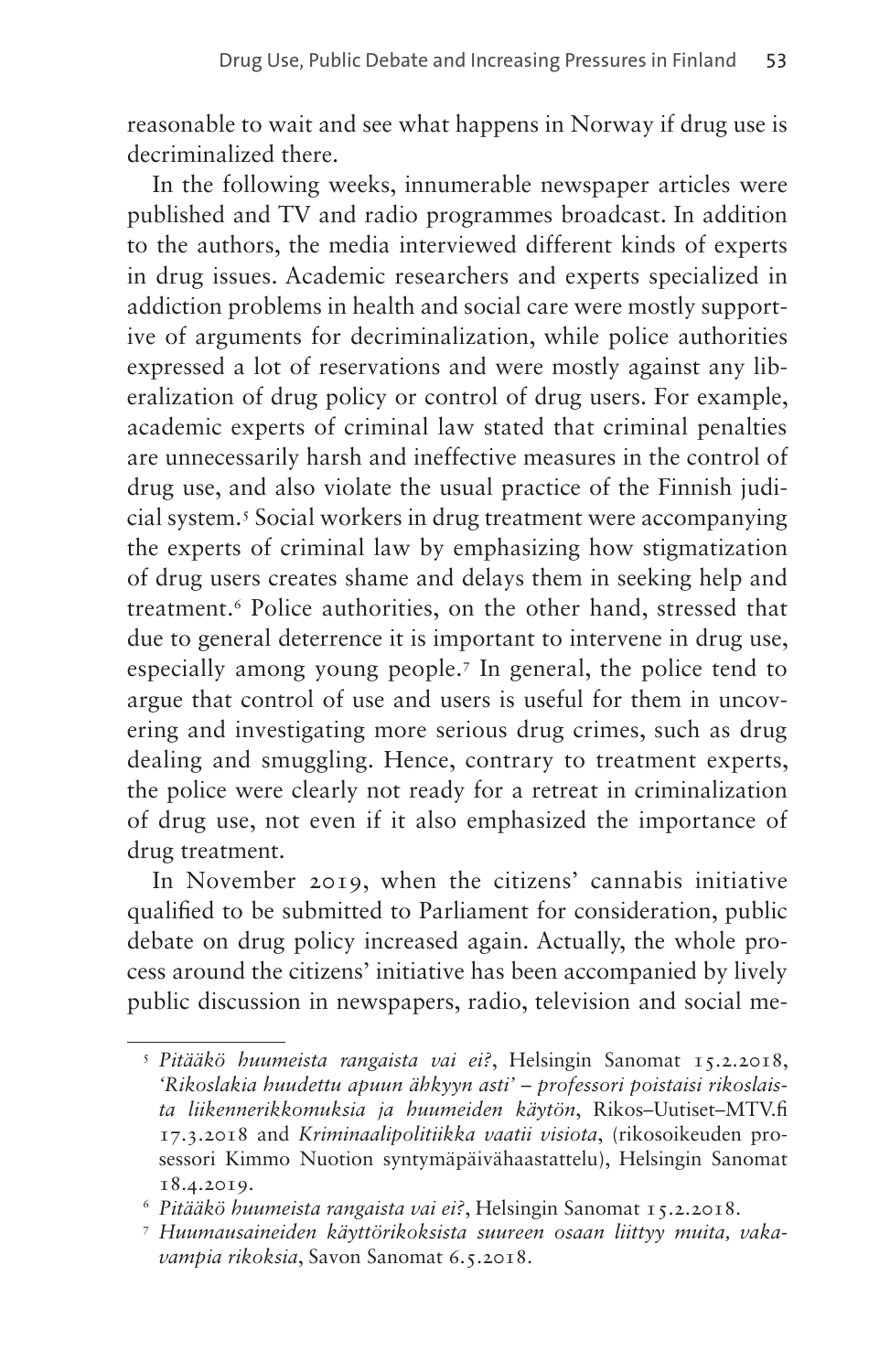reasonable to wait and see what happens in Norway if drug use is decriminalized there.

In the following weeks, innumerable newspaper articles were published and TV and radio programmes broadcast. In addition to the authors, the media interviewed different kinds of experts in drug issues. Academic researchers and experts specialized in addiction problems in health and social care were mostly supportive of arguments for decriminalization, while police authorities expressed a lot of reservations and were mostly against any liberalization of drug policy or control of drug users. For example, academic experts of criminal law stated that criminal penalties are unnecessarily harsh and ineffective measures in the control of drug use, and also violate the usual practice of the Finnish judicial system.[5] Social workers in drug treatment were accompanying the experts of criminal law by emphasizing how stigmatization of drug users creates shame and delays them in seeking help and treatment.[6] Police authorities, on the other hand, stressed that due to general deterrence it is important to intervene in drug use, especially among young people.[7] In general, the police tend to argue that control of use and users is useful for them in uncovering and investigating more serious drug crimes, such as drug dealing and smuggling. Hence, contrary to treatment experts, the police were clearly not ready for a retreat in criminalization of drug use, not even if it also emphasized the importance of drug treatment.

In November 2019, when the citizens' cannabis initiative qualified to be submitted to Parliament for consideration, public debate on drug policy increased again. Actually, the whole process around the citizens' initiative has been accompanied by lively public discussion in newspapers, radio, television and social me-

---

[5] *Pitääkö huumeista rangaista vai ei?*, Helsingin Sanomat 15.2.2018, *'Rikoslakia huudettu apuun ähkyyn asti' – professori poistaisi rikoslaista liikennerikkomuksia ja huumeiden käytön*, Rikos–Uutiset–MTV.fi 17.3.2018 and *Kriminaalipolitiikka vaatii visiota*, (rikosoikeuden professori Kimmo Nuotion syntymäpäivähaastattelu), Helsingin Sanomat 18.4.2019.

[6] *Pitääkö huumeista rangaista vai ei?*, Helsingin Sanomat 15.2.2018.

[7] *Huumausaineiden käyttörikoksista suureen osaan liittyy muita, vakavampia rikoksia*, Savon Sanomat 6.5.2018.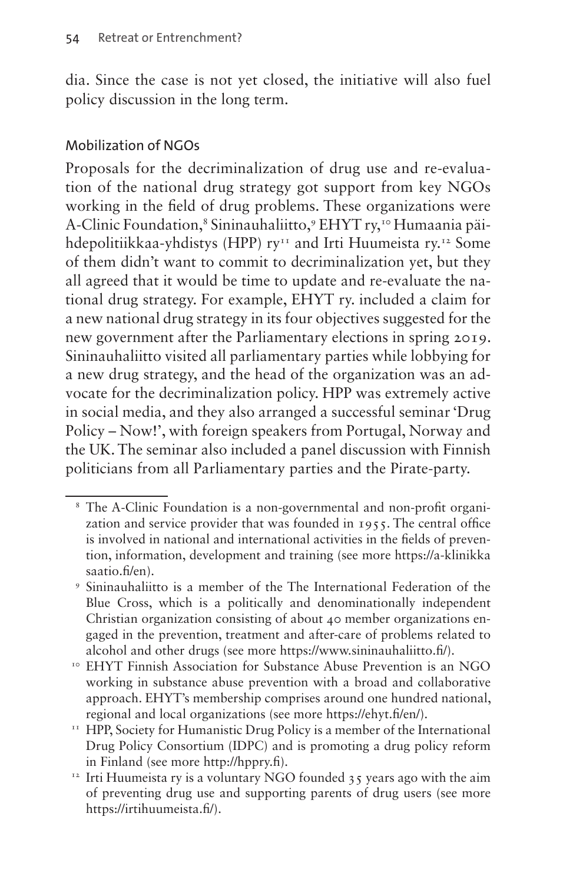dia. Since the case is not yet closed, the initiative will also fuel policy discussion in the long term.

### Mobilization of NGOs

Proposals for the decriminalization of drug use and re-evaluation of the national drug strategy got support from key NGOs working in the field of drug problems. These organizations were A-Clinic Foundation,[8] Sininauhaliitto,[9] EHYT ry,[10] Humaania päihdepolitiikkaa-yhdistys (HPP) ry[11] and Irti Huumeista ry.[12] Some of them didn't want to commit to decriminalization yet, but they all agreed that it would be time to update and re-evaluate the national drug strategy. For example, EHYT ry. included a claim for a new national drug strategy in its four objectives suggested for the new government after the Parliamentary elections in spring 2019. Sininauhaliitto visited all parliamentary parties while lobbying for a new drug strategy, and the head of the organization was an advocate for the decriminalization policy. HPP was extremely active in social media, and they also arranged a successful seminar 'Drug Policy – Now!', with foreign speakers from Portugal, Norway and the UK. The seminar also included a panel discussion with Finnish politicians from all Parliamentary parties and the Pirate-party.

---

[8] The A-Clinic Foundation is a non-governmental and non-profit organization and service provider that was founded in 1955. The central office is involved in national and international activities in the fields of prevention, information, development and training (see more https://a-klinikkasaatio.fi/en).

[9] Sininauhaliitto is a member of the The International Federation of the Blue Cross, which is a politically and denominationally independent Christian organization consisting of about 40 member organizations engaged in the prevention, treatment and after-care of problems related to alcohol and other drugs (see more https://www.sininauhaliitto.fi/).

[10] EHYT Finnish Association for Substance Abuse Prevention is an NGO working in substance abuse prevention with a broad and collaborative approach. EHYT's membership comprises around one hundred national, regional and local organizations (see more https://ehyt.fi/en/).

[11] HPP, Society for Humanistic Drug Policy is a member of the International Drug Policy Consortium (IDPC) and is promoting a drug policy reform in Finland (see more http://hppry.fi).

[12] Irti Huumeista ry is a voluntary NGO founded 35 years ago with the aim of preventing drug use and supporting parents of drug users (see more https://irtihuumeista.fi/).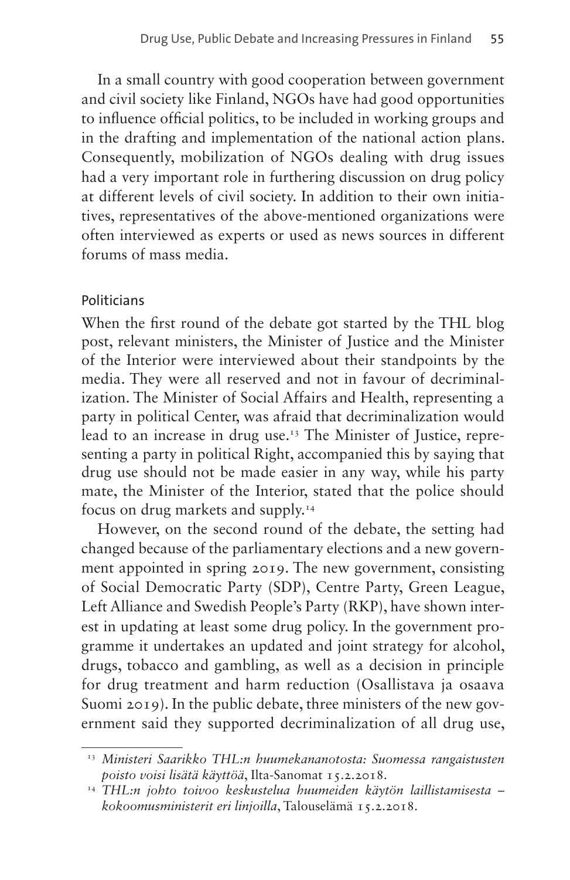In a small country with good cooperation between government and civil society like Finland, NGOs have had good opportunities to influence official politics, to be included in working groups and in the drafting and implementation of the national action plans. Consequently, mobilization of NGOs dealing with drug issues had a very important role in furthering discussion on drug policy at different levels of civil society. In addition to their own initiatives, representatives of the above-mentioned organizations were often interviewed as experts or used as news sources in different forums of mass media.

### Politicians

When the first round of the debate got started by the THL blog post, relevant ministers, the Minister of Justice and the Minister of the Interior were interviewed about their standpoints by the media. They were all reserved and not in favour of decriminalization. The Minister of Social Affairs and Health, representing a party in political Center, was afraid that decriminalization would lead to an increase in drug use.[13] The Minister of Justice, representing a party in political Right, accompanied this by saying that drug use should not be made easier in any way, while his party mate, the Minister of the Interior, stated that the police should focus on drug markets and supply.[14]

However, on the second round of the debate, the setting had changed because of the parliamentary elections and a new government appointed in spring 2019. The new government, consisting of Social Democratic Party (SDP), Centre Party, Green League, Left Alliance and Swedish People's Party (RKP), have shown interest in updating at least some drug policy. In the government programme it undertakes an updated and joint strategy for alcohol, drugs, tobacco and gambling, as well as a decision in principle for drug treatment and harm reduction (Osallistava ja osaava Suomi 2019). In the public debate, three ministers of the new government said they supported decriminalization of all drug use,

---

[13] *Ministeri Saarikko THL:n huumekannanotosta: Suomessa rangaistusten poisto voisi lisätä käyttöä*, Ilta-Sanomat 15.2.2018.

[14] *THL:n johto toivoo keskustelua huumeiden käytön laillistamisesta – kokoomusministerit eri linjoilla*, Talouselämä 15.2.2018.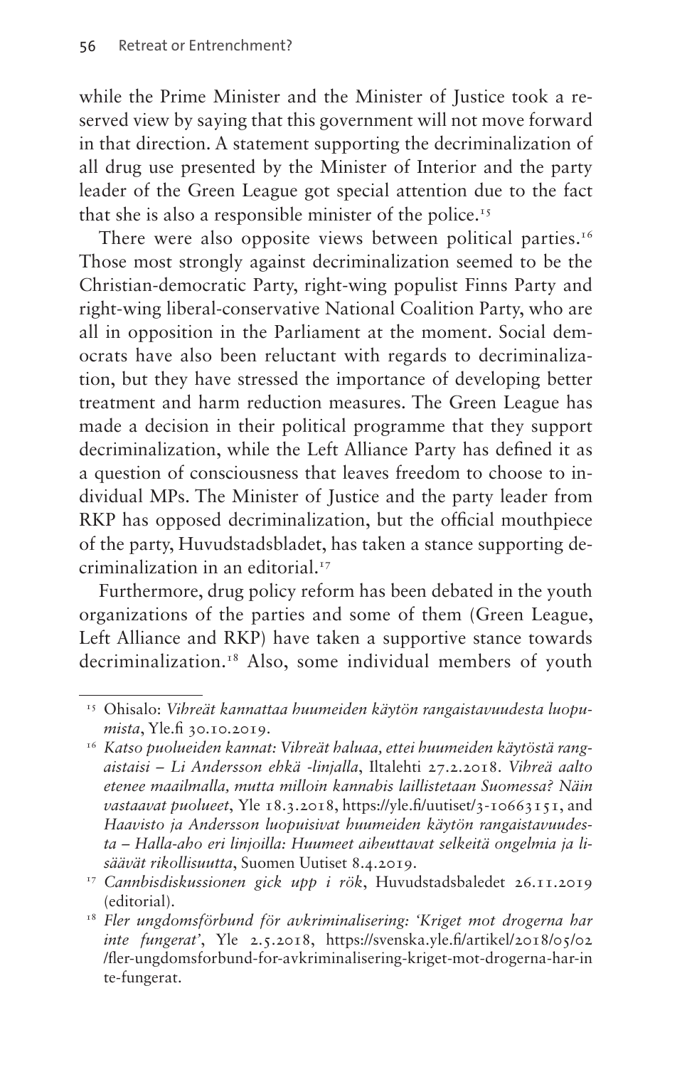while the Prime Minister and the Minister of Justice took a reserved view by saying that this government will not move forward in that direction. A statement supporting the decriminalization of all drug use presented by the Minister of Interior and the party leader of the Green League got special attention due to the fact that she is also a responsible minister of the police.[15]

There were also opposite views between political parties.[16] Those most strongly against decriminalization seemed to be the Christian-democratic Party, right-wing populist Finns Party and right-wing liberal-conservative National Coalition Party, who are all in opposition in the Parliament at the moment. Social democrats have also been reluctant with regards to decriminalization, but they have stressed the importance of developing better treatment and harm reduction measures. The Green League has made a decision in their political programme that they support decriminalization, while the Left Alliance Party has defined it as a question of consciousness that leaves freedom to choose to individual MPs. The Minister of Justice and the party leader from RKP has opposed decriminalization, but the official mouthpiece of the party, Huvudstadsbladet, has taken a stance supporting decriminalization in an editorial.[17]

Furthermore, drug policy reform has been debated in the youth organizations of the parties and some of them (Green League, Left Alliance and RKP) have taken a supportive stance towards decriminalization.[18] Also, some individual members of youth

---

[15] Ohisalo: *Vihreät kannattaa huumeiden käytön rangaistavuudesta luopumista*, Yle.fi 30.10.2019.

[16] *Katso puolueiden kannat: Vihreät haluaa, ettei huumeiden käytöstä rangaistaisi – Li Andersson ehkä -linjalla*, Iltalehti 27.2.2018. *Vihreä aalto etenee maailmalla, mutta milloin kannabis laillistetaan Suomessa? Näin vastaavat puolueet*, Yle 18.3.2018, https://yle.fi/uutiset/3-10663151, and *Haavisto ja Andersson luopuisivat huumeiden käytön rangaistavuudesta – Halla-aho eri linjoilla: Huumeet aiheuttavat selkeitä ongelmia ja lisäävät rikollisuutta*, Suomen Uutiset 8.4.2019.

[17] *Cannbisdiskussionen gick upp i rök*, Huvudstadsbaledet 26.11.2019 (editorial).

[18] *Fler ungdomsförbund för avkriminalisering: 'Kriget mot drogerna har inte fungerat'*, Yle 2.5.2018, https://svenska.yle.fi/artikel/2018/05/02/fler-ungdomsforbund-for-avkriminalisering-kriget-mot-drogerna-har-inte-fungerat.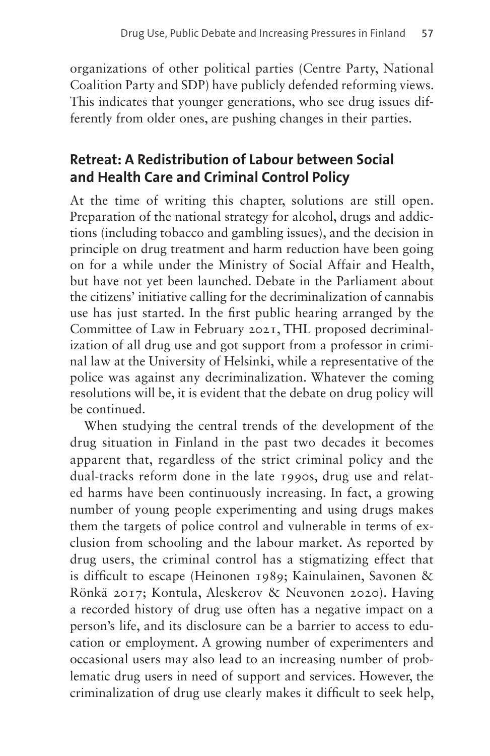organizations of other political parties (Centre Party, National Coalition Party and SDP) have publicly defended reforming views. This indicates that younger generations, who see drug issues differently from older ones, are pushing changes in their parties.

## Retreat: A Redistribution of Labour between Social and Health Care and Criminal Control Policy

At the time of writing this chapter, solutions are still open. Preparation of the national strategy for alcohol, drugs and addictions (including tobacco and gambling issues), and the decision in principle on drug treatment and harm reduction have been going on for a while under the Ministry of Social Affair and Health, but have not yet been launched. Debate in the Parliament about the citizens' initiative calling for the decriminalization of cannabis use has just started. In the first public hearing arranged by the Committee of Law in February 2021, THL proposed decriminalization of all drug use and got support from a professor in criminal law at the University of Helsinki, while a representative of the police was against any decriminalization. Whatever the coming resolutions will be, it is evident that the debate on drug policy will be continued.

When studying the central trends of the development of the drug situation in Finland in the past two decades it becomes apparent that, regardless of the strict criminal policy and the dual-tracks reform done in the late 1990s, drug use and related harms have been continuously increasing. In fact, a growing number of young people experimenting and using drugs makes them the targets of police control and vulnerable in terms of exclusion from schooling and the labour market. As reported by drug users, the criminal control has a stigmatizing effect that is difficult to escape (Heinonen 1989; Kainulainen, Savonen & Rönkä 2017; Kontula, Aleskerov & Neuvonen 2020). Having a recorded history of drug use often has a negative impact on a person's life, and its disclosure can be a barrier to access to education or employment. A growing number of experimenters and occasional users may also lead to an increasing number of problematic drug users in need of support and services. However, the criminalization of drug use clearly makes it difficult to seek help,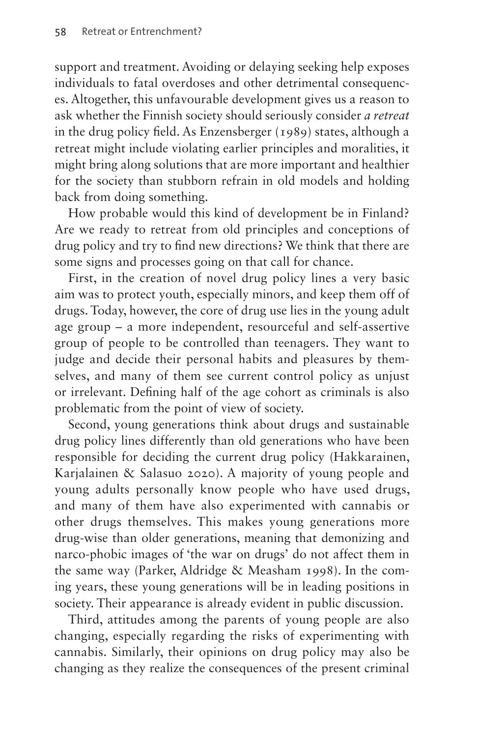support and treatment. Avoiding or delaying seeking help exposes individuals to fatal overdoses and other detrimental consequences. Altogether, this unfavourable development gives us a reason to ask whether the Finnish society should seriously consider *a retreat* in the drug policy field. As Enzensberger (1989) states, although a retreat might include violating earlier principles and moralities, it might bring along solutions that are more important and healthier for the society than stubborn refrain in old models and holding back from doing something.

How probable would this kind of development be in Finland? Are we ready to retreat from old principles and conceptions of drug policy and try to find new directions? We think that there are some signs and processes going on that call for chance.

First, in the creation of novel drug policy lines a very basic aim was to protect youth, especially minors, and keep them off of drugs. Today, however, the core of drug use lies in the young adult age group – a more independent, resourceful and self-assertive group of people to be controlled than teenagers. They want to judge and decide their personal habits and pleasures by themselves, and many of them see current control policy as unjust or irrelevant. Defining half of the age cohort as criminals is also problematic from the point of view of society.

Second, young generations think about drugs and sustainable drug policy lines differently than old generations who have been responsible for deciding the current drug policy (Hakkarainen, Karjalainen & Salasuo 2020). A majority of young people and young adults personally know people who have used drugs, and many of them have also experimented with cannabis or other drugs themselves. This makes young generations more drug-wise than older generations, meaning that demonizing and narco-phobic images of 'the war on drugs' do not affect them in the same way (Parker, Aldridge & Measham 1998). In the coming years, these young generations will be in leading positions in society. Their appearance is already evident in public discussion.

Third, attitudes among the parents of young people are also changing, especially regarding the risks of experimenting with cannabis. Similarly, their opinions on drug policy may also be changing as they realize the consequences of the present criminal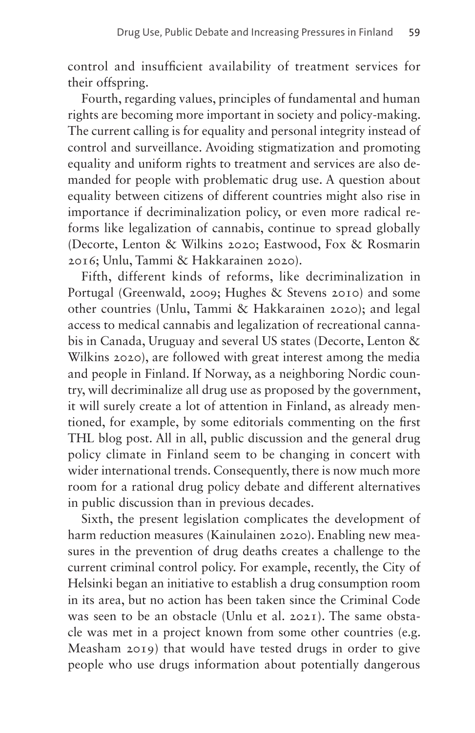control and insufficient availability of treatment services for their offspring.

Fourth, regarding values, principles of fundamental and human rights are becoming more important in society and policy-making. The current calling is for equality and personal integrity instead of control and surveillance. Avoiding stigmatization and promoting equality and uniform rights to treatment and services are also demanded for people with problematic drug use. A question about equality between citizens of different countries might also rise in importance if decriminalization policy, or even more radical reforms like legalization of cannabis, continue to spread globally (Decorte, Lenton & Wilkins 2020; Eastwood, Fox & Rosmarin 2016; Unlu, Tammi & Hakkarainen 2020).

Fifth, different kinds of reforms, like decriminalization in Portugal (Greenwald, 2009; Hughes & Stevens 2010) and some other countries (Unlu, Tammi & Hakkarainen 2020); and legal access to medical cannabis and legalization of recreational cannabis in Canada, Uruguay and several US states (Decorte, Lenton & Wilkins 2020), are followed with great interest among the media and people in Finland. If Norway, as a neighboring Nordic country, will decriminalize all drug use as proposed by the government, it will surely create a lot of attention in Finland, as already mentioned, for example, by some editorials commenting on the first THL blog post. All in all, public discussion and the general drug policy climate in Finland seem to be changing in concert with wider international trends. Consequently, there is now much more room for a rational drug policy debate and different alternatives in public discussion than in previous decades.

Sixth, the present legislation complicates the development of harm reduction measures (Kainulainen 2020). Enabling new measures in the prevention of drug deaths creates a challenge to the current criminal control policy. For example, recently, the City of Helsinki began an initiative to establish a drug consumption room in its area, but no action has been taken since the Criminal Code was seen to be an obstacle (Unlu et al. 2021). The same obstacle was met in a project known from some other countries (e.g. Measham 2019) that would have tested drugs in order to give people who use drugs information about potentially dangerous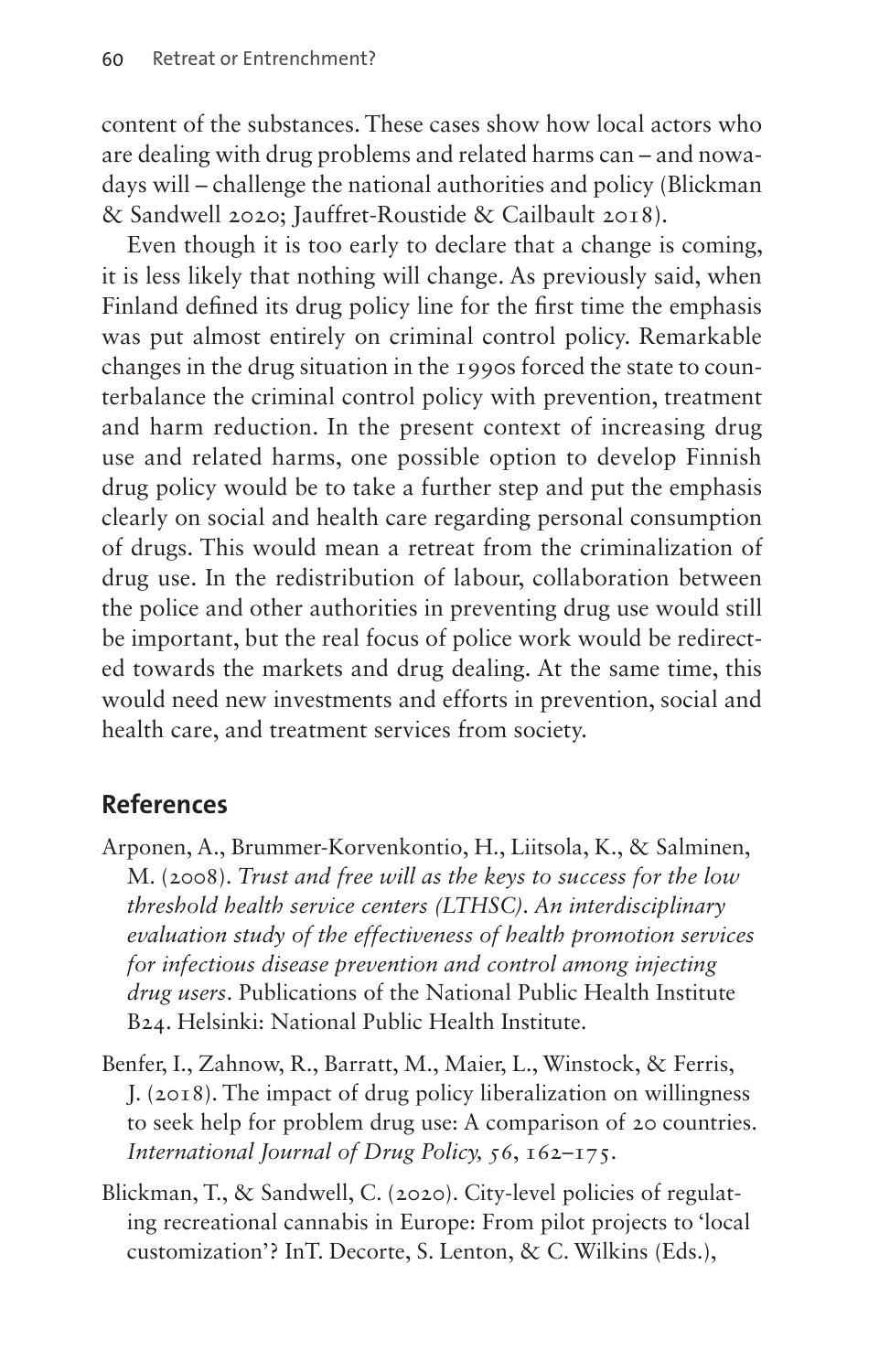content of the substances. These cases show how local actors who are dealing with drug problems and related harms can – and nowadays will – challenge the national authorities and policy (Blickman & Sandwell 2020; Jauffret-Roustide & Cailbault 2018).

Even though it is too early to declare that a change is coming, it is less likely that nothing will change. As previously said, when Finland defined its drug policy line for the first time the emphasis was put almost entirely on criminal control policy. Remarkable changes in the drug situation in the 1990s forced the state to counterbalance the criminal control policy with prevention, treatment and harm reduction. In the present context of increasing drug use and related harms, one possible option to develop Finnish drug policy would be to take a further step and put the emphasis clearly on social and health care regarding personal consumption of drugs. This would mean a retreat from the criminalization of drug use. In the redistribution of labour, collaboration between the police and other authorities in preventing drug use would still be important, but the real focus of police work would be redirected towards the markets and drug dealing. At the same time, this would need new investments and efforts in prevention, social and health care, and treatment services from society.

## References

Arponen, A., Brummer-Korvenkontio, H., Liitsola, K., & Salminen, M. (2008). *Trust and free will as the keys to success for the low threshold health service centers (LTHSC). An interdisciplinary evaluation study of the effectiveness of health promotion services for infectious disease prevention and control among injecting drug users*. Publications of the National Public Health Institute B24. Helsinki: National Public Health Institute.

Benfer, I., Zahnow, R., Barratt, M., Maier, L., Winstock, & Ferris, J. (2018). The impact of drug policy liberalization on willingness to seek help for problem drug use: A comparison of 20 countries. *International Journal of Drug Policy, 56*, 162–175.

Blickman, T., & Sandwell, C. (2020). City-level policies of regulating recreational cannabis in Europe: From pilot projects to 'local customization'? InT. Decorte, S. Lenton, & C. Wilkins (Eds.),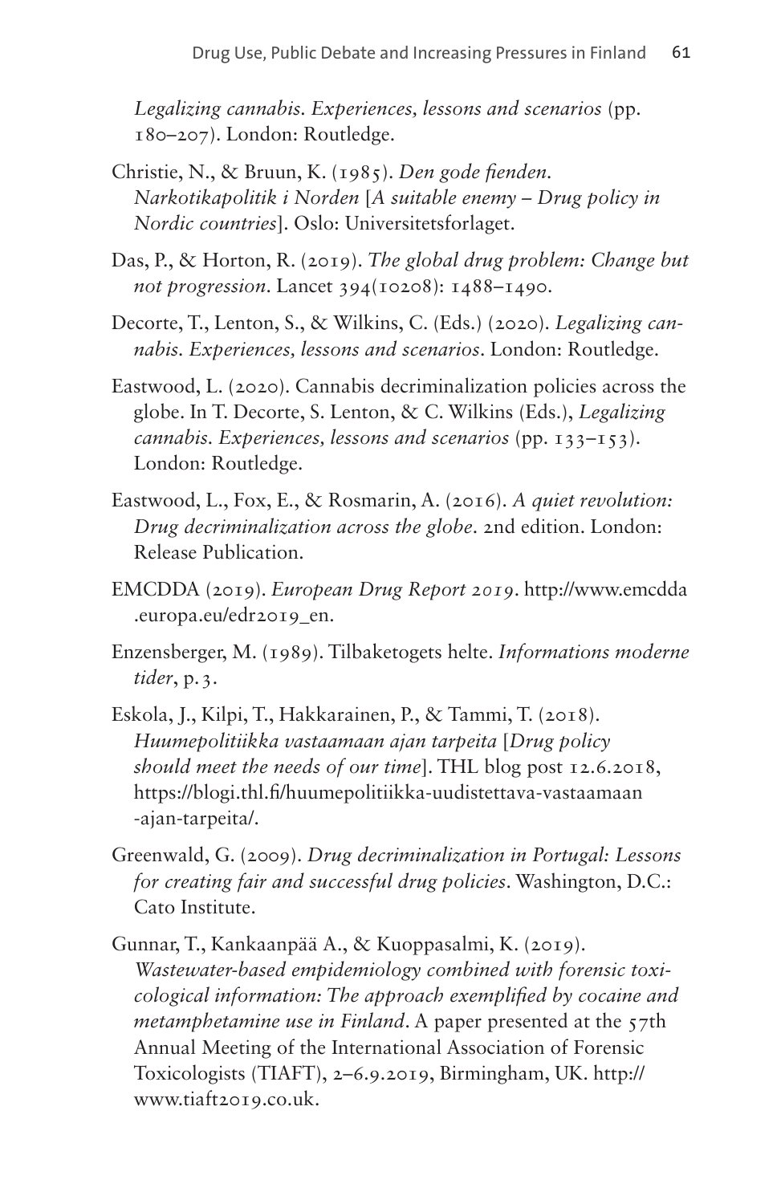*Legalizing cannabis. Experiences, lessons and scenarios* (pp. 180–207). London: Routledge.

Christie, N., & Bruun, K. (1985). *Den gode fienden. Narkotikapolitik i Norden* [*A suitable enemy – Drug policy in Nordic countries*]. Oslo: Universitetsforlaget.

Das, P., & Horton, R. (2019). *The global drug problem: Change but not progression*. Lancet 394(10208): 1488–1490.

Decorte, T., Lenton, S., & Wilkins, C. (Eds.) (2020). *Legalizing cannabis. Experiences, lessons and scenarios*. London: Routledge.

Eastwood, L. (2020). Cannabis decriminalization policies across the globe. In T. Decorte, S. Lenton, & C. Wilkins (Eds.), *Legalizing cannabis. Experiences, lessons and scenarios* (pp. 133–153). London: Routledge.

Eastwood, L., Fox, E., & Rosmarin, A. (2016). *A quiet revolution: Drug decriminalization across the globe*. 2nd edition. London: Release Publication.

EMCDDA (2019). *European Drug Report 2019*. http://www.emcdda.europa.eu/edr2019_en.

Enzensberger, M. (1989). Tilbaketogets helte. *Informations moderne tider*, p. 3.

Eskola, J., Kilpi, T., Hakkarainen, P., & Tammi, T. (2018). *Huumepolitiikka vastaamaan ajan tarpeita* [*Drug policy should meet the needs of our time*]. THL blog post 12.6.2018, https://blogi.thl.fi/huumepolitiikka-uudistettava-vastaamaan-ajan-tarpeita/.

Greenwald, G. (2009). *Drug decriminalization in Portugal: Lessons for creating fair and successful drug policies*. Washington, D.C.: Cato Institute.

Gunnar, T., Kankaanpää A., & Kuoppasalmi, K. (2019). *Wastewater-based empidemiology combined with forensic toxicological information: The approach exemplified by cocaine and metamphetamine use in Finland*. A paper presented at the 57th Annual Meeting of the International Association of Forensic Toxicologists (TIAFT), 2–6.9.2019, Birmingham, UK. http://www.tiaft2019.co.uk.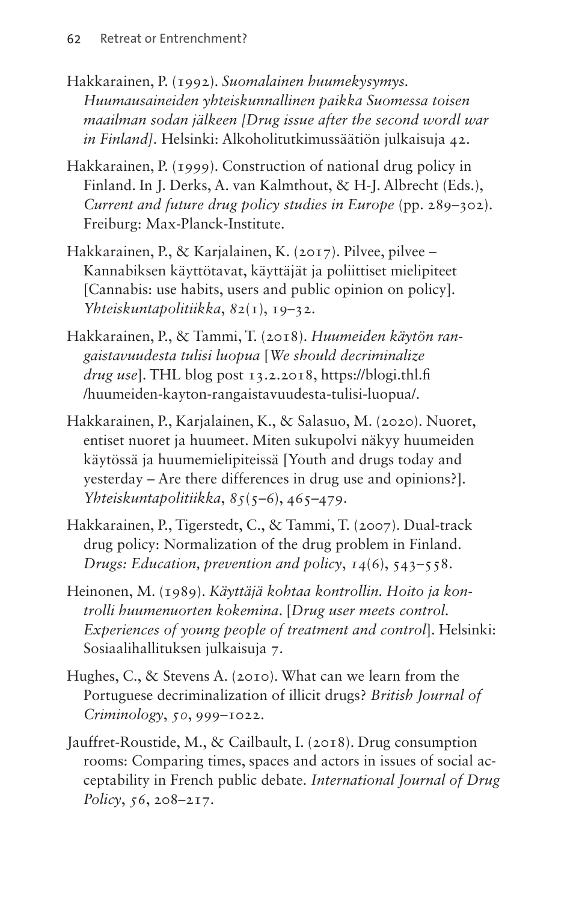Hakkarainen, P. (1992). *Suomalainen huumekysymys. Huumausaineiden yhteiskunnallinen paikka Suomessa toisen maailman sodan jälkeen [Drug issue after the second wordl war in Finland]*. Helsinki: Alkoholitutkimussäätiön julkaisuja 42.

Hakkarainen, P. (1999). Construction of national drug policy in Finland. In J. Derks, A. van Kalmthout, & H-J. Albrecht (Eds.), *Current and future drug policy studies in Europe* (pp. 289–302). Freiburg: Max-Planck-Institute.

Hakkarainen, P., & Karjalainen, K. (2017). Pilvee, pilvee – Kannabiksen käyttötavat, käyttäjät ja poliittiset mielipiteet [Cannabis: use habits, users and public opinion on policy]. *Yhteiskuntapolitiikka*, *82*(1), 19–32.

Hakkarainen, P., & Tammi, T. (2018). *Huumeiden käytön rangaistavuudesta tulisi luopua* [*We should decriminalize drug use*]. THL blog post 13.2.2018, https://blogi.thl.fi/huumeiden-kayton-rangaistavuudesta-tulisi-luopua/.

Hakkarainen, P., Karjalainen, K., & Salasuo, M. (2020). Nuoret, entiset nuoret ja huumeet. Miten sukupolvi näkyy huumeiden käytössä ja huumemielipiteissä [Youth and drugs today and yesterday – Are there differences in drug use and opinions?]. *Yhteiskuntapolitiikka*, *85*(5–6), 465–479.

Hakkarainen, P., Tigerstedt, C., & Tammi, T. (2007). Dual-track drug policy: Normalization of the drug problem in Finland. *Drugs: Education, prevention and policy*, *14*(6), 543–558.

Heinonen, M. (1989). *Käyttäjä kohtaa kontrollin. Hoito ja kontrolli huumenuorten kokemina*. [*Drug user meets control. Experiences of young people of treatment and control*]. Helsinki: Sosiaalihallituksen julkaisuja 7.

Hughes, C., & Stevens A. (2010). What can we learn from the Portuguese decriminalization of illicit drugs? *British Journal of Criminology*, *50*, 999–1022.

Jauffret-Roustide, M., & Cailbault, I. (2018). Drug consumption rooms: Comparing times, spaces and actors in issues of social acceptability in French public debate. *International Journal of Drug Policy*, *56*, 208–217.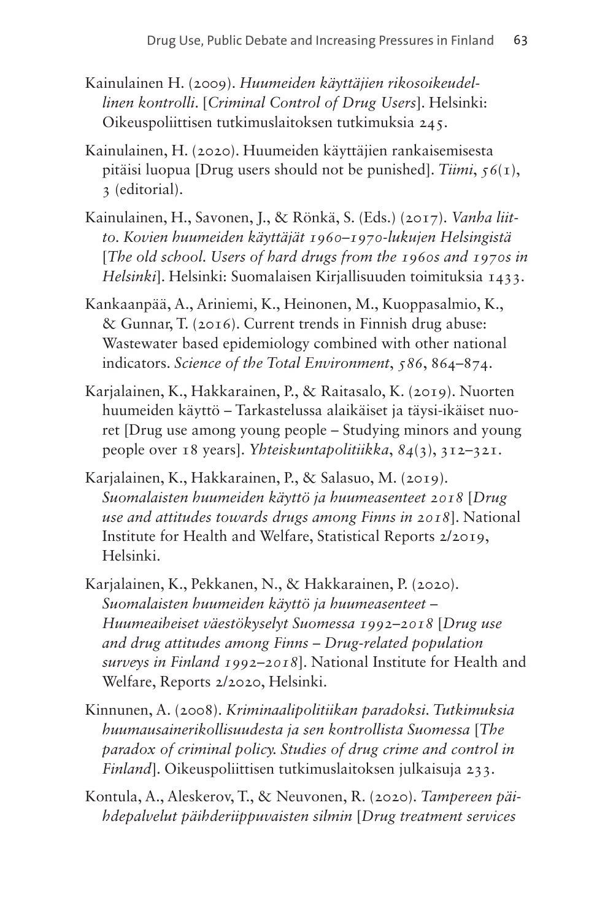Kainulainen H. (2009). *Huumeiden käyttäjien rikosoikeudellinen kontrolli*. [*Criminal Control of Drug Users*]. Helsinki: Oikeuspoliittisen tutkimuslaitoksen tutkimuksia 245.

Kainulainen, H. (2020). Huumeiden käyttäjien rankaisemisesta pitäisi luopua [Drug users should not be punished]. *Tiimi*, *56*(1), 3 (editorial).

Kainulainen, H., Savonen, J., & Rönkä, S. (Eds.) (2017). *Vanha liitto. Kovien huumeiden käyttäjät 1960–1970-lukujen Helsingistä* [*The old school. Users of hard drugs from the 1960s and 1970s in Helsinki*]. Helsinki: Suomalaisen Kirjallisuuden toimituksia 1433.

Kankaanpää, A., Ariniemi, K., Heinonen, M., Kuoppasalmio, K., & Gunnar, T. (2016). Current trends in Finnish drug abuse: Wastewater based epidemiology combined with other national indicators. *Science of the Total Environment*, *586*, 864–874.

Karjalainen, K., Hakkarainen, P., & Raitasalo, K. (2019). Nuorten huumeiden käyttö – Tarkastelussa alaikäiset ja täysi-ikäiset nuoret [Drug use among young people – Studying minors and young people over 18 years]. *Yhteiskuntapolitiikka*, *84*(3), 312–321.

Karjalainen, K., Hakkarainen, P., & Salasuo, M. (2019). *Suomalaisten huumeiden käyttö ja huumeasenteet 2018* [*Drug use and attitudes towards drugs among Finns in 2018*]. National Institute for Health and Welfare, Statistical Reports 2/2019, Helsinki.

Karjalainen, K., Pekkanen, N., & Hakkarainen, P. (2020). *Suomalaisten huumeiden käyttö ja huumeasenteet – Huumeaiheiset väestökyselyt Suomessa 1992–2018* [*Drug use and drug attitudes among Finns – Drug-related population surveys in Finland 1992–2018*]. National Institute for Health and Welfare, Reports 2/2020, Helsinki.

Kinnunen, A. (2008). *Kriminaalipolitiikan paradoksi. Tutkimuksia huumausainerikollisuudesta ja sen kontrollista Suomessa* [*The paradox of criminal policy. Studies of drug crime and control in Finland*]. Oikeuspoliittisen tutkimuslaitoksen julkaisuja 233.

Kontula, A., Aleskerov, T., & Neuvonen, R. (2020). *Tampereen päihdepalvelut päihderiippuvaisten silmin* [*Drug treatment services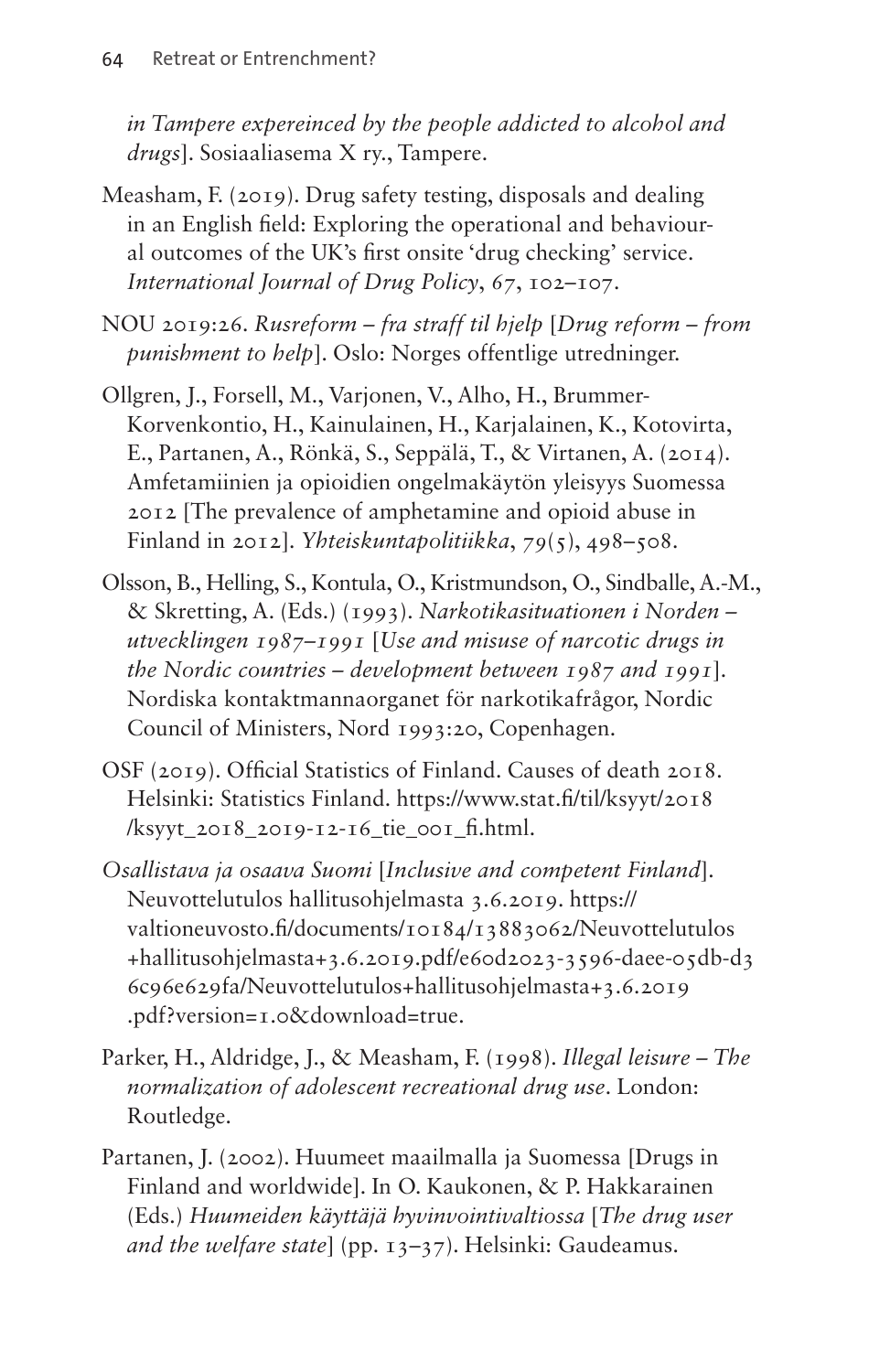*in Tampere expereinced by the people addicted to alcohol and drugs*]. Sosiaaliasema X ry., Tampere.

Measham, F. (2019). Drug safety testing, disposals and dealing in an English field: Exploring the operational and behavioural outcomes of the UK's first onsite 'drug checking' service. *International Journal of Drug Policy*, *67*, 102–107.

NOU 2019:26. *Rusreform – fra straff til hjelp* [*Drug reform – from punishment to help*]. Oslo: Norges offentlige utredninger.

Ollgren, J., Forsell, M., Varjonen, V., Alho, H., Brummer-Korvenkontio, H., Kainulainen, H., Karjalainen, K., Kotovirta, E., Partanen, A., Rönkä, S., Seppälä, T., & Virtanen, A. (2014). Amfetamiinien ja opioidien ongelmakäytön yleisyys Suomessa 2012 [The prevalence of amphetamine and opioid abuse in Finland in 2012]. *Yhteiskuntapolitiikka*, *79*(5), 498–508.

Olsson, B., Helling, S., Kontula, O., Kristmundson, O., Sindballe, A.-M., & Skretting, A. (Eds.) (1993). *Narkotikasituationen i Norden – utvecklingen 1987–1991* [*Use and misuse of narcotic drugs in the Nordic countries – development between 1987 and 1991*]. Nordiska kontaktmannaorganet för narkotikafrågor, Nordic Council of Ministers, Nord 1993:20, Copenhagen.

OSF (2019). Official Statistics of Finland. Causes of death 2018. Helsinki: Statistics Finland. https://www.stat.fi/til/ksyyt/2018/ksyyt_2018_2019-12-16_tie_001_fi.html.

*Osallistava ja osaava Suomi* [*Inclusive and competent Finland*]. Neuvottelutulos hallitusohjelmasta 3.6.2019. https://valtioneuvosto.fi/documents/10184/13883062/Neuvottelutulos+hallitusohjelmasta+3.6.2019.pdf/e60d2023-3596-daee-05db-d36c96e629fa/Neuvottelutulos+hallitusohjelmasta+3.6.2019.pdf?version=1.0&download=true.

Parker, H., Aldridge, J., & Measham, F. (1998). *Illegal leisure – The normalization of adolescent recreational drug use*. London: Routledge.

Partanen, J. (2002). Huumeet maailmalla ja Suomessa [Drugs in Finland and worldwide]. In O. Kaukonen, & P. Hakkarainen (Eds.) *Huumeiden käyttäjä hyvinvointivaltiossa* [*The drug user and the welfare state*] (pp. 13–37). Helsinki: Gaudeamus.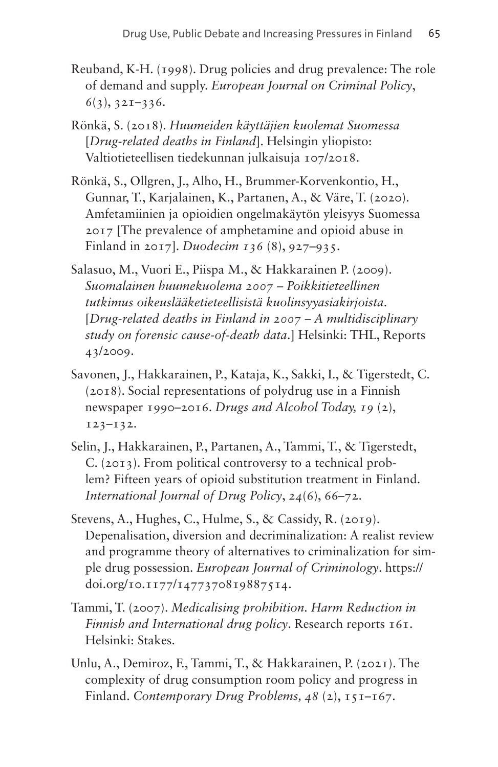Reuband, K-H. (1998). Drug policies and drug prevalence: The role of demand and supply. *European Journal on Criminal Policy*, *6*(3), 321–336.

Rönkä, S. (2018). *Huumeiden käyttäjien kuolemat Suomessa* [*Drug-related deaths in Finland*]. Helsingin yliopisto: Valtiotieteellisen tiedekunnan julkaisuja 107/2018.

Rönkä, S., Ollgren, J., Alho, H., Brummer-Korvenkontio, H., Gunnar, T., Karjalainen, K., Partanen, A., & Väre, T. (2020). Amfetamiinien ja opioidien ongelmakäytön yleisyys Suomessa 2017 [The prevalence of amphetamine and opioid abuse in Finland in 2017]. *Duodecim 136* (8), 927–935.

Salasuo, M., Vuori E., Piispa M., & Hakkarainen P. (2009). *Suomalainen huumekuolema 2007 – Poikkitieteellinen tutkimus oikeuslääketieteellisistä kuolinsyyasiakirjoista*. [*Drug-related deaths in Finland in 2007 – A multidisciplinary study on forensic cause-of-death data*.] Helsinki: THL, Reports 43/2009.

Savonen, J., Hakkarainen, P., Kataja, K., Sakki, I., & Tigerstedt, C. (2018). Social representations of polydrug use in a Finnish newspaper 1990–2016. *Drugs and Alcohol Today, 19* (2), 123–132.

Selin, J., Hakkarainen, P., Partanen, A., Tammi, T., & Tigerstedt, C. (2013). From political controversy to a technical problem? Fifteen years of opioid substitution treatment in Finland. *International Journal of Drug Policy*, *24*(6), 66–72.

Stevens, A., Hughes, C., Hulme, S., & Cassidy, R. (2019). Depenalisation, diversion and decriminalization: A realist review and programme theory of alternatives to criminalization for simple drug possession. *European Journal of Criminology*. https://doi.org/10.1177/1477370819887514.

Tammi, T. (2007). *Medicalising prohibition. Harm Reduction in Finnish and International drug policy*. Research reports 161. Helsinki: Stakes.

Unlu, A., Demiroz, F., Tammi, T., & Hakkarainen, P. (2021). The complexity of drug consumption room policy and progress in Finland. *Contemporary Drug Problems, 48* (2), 151–167.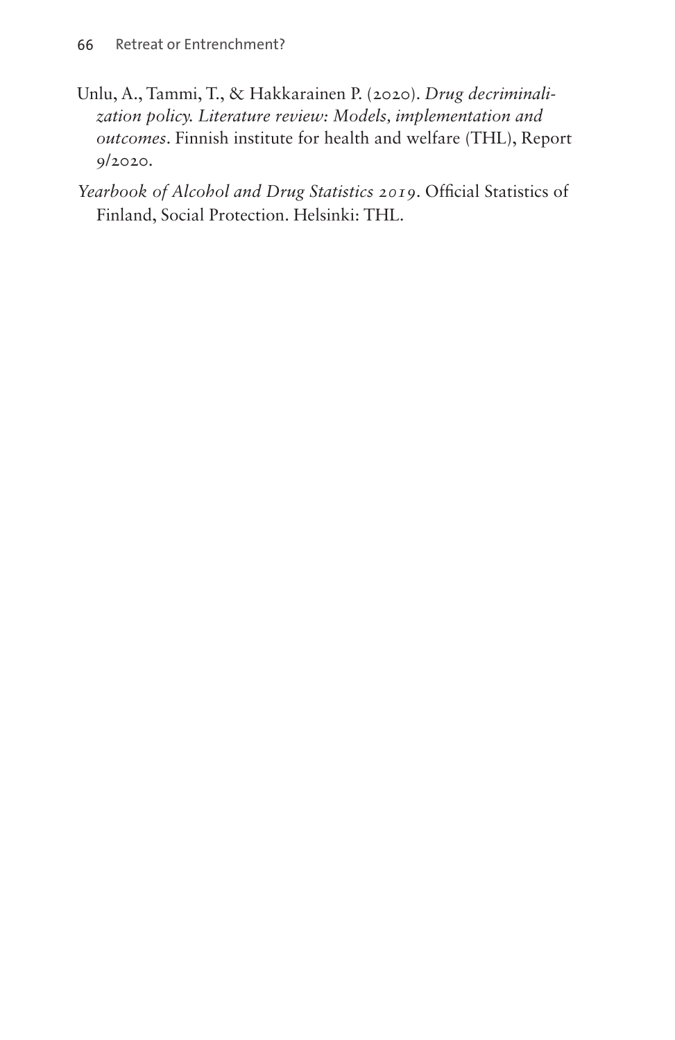Unlu, A., Tammi, T., & Hakkarainen P. (2020). *Drug decriminalization policy. Literature review: Models, implementation and outcomes*. Finnish institute for health and welfare (THL), Report 9/2020.

*Yearbook of Alcohol and Drug Statistics 2019*. Official Statistics of Finland, Social Protection. Helsinki: THL.